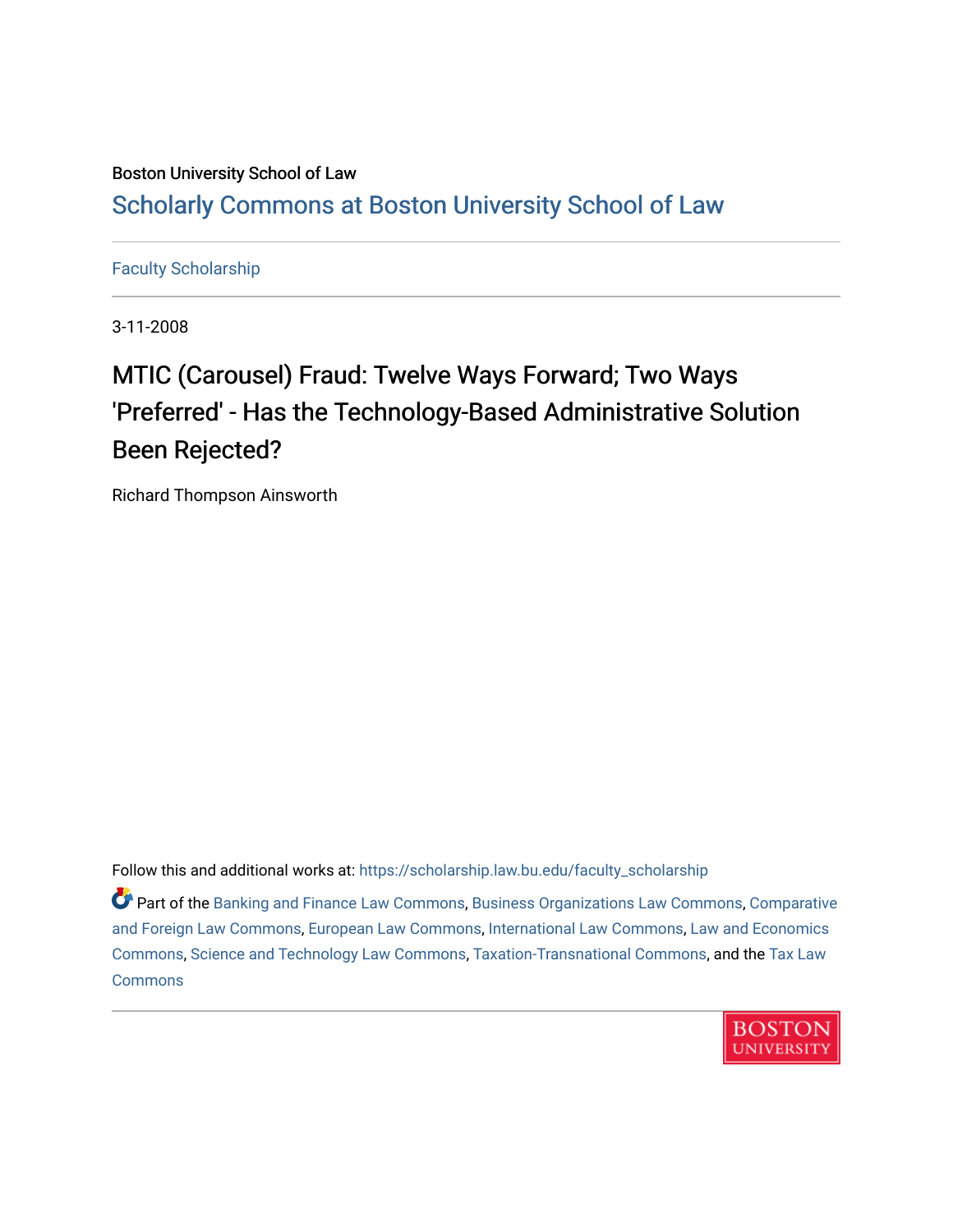Boston University School of Law

# Scholarly Commons at Boston University School of Law

Faculty Scholarship

3-11-2008

## MTIC (Carousel) Fraud: Twelve Ways Forward; Two Ways 'Preferred' - Has the Technology-Based Administrative Solution Been Rejected?

Richard Thompson Ainsworth

Follow this and additional works at: https://scholarship.law.bu.edu/faculty_scholarship

Part of the Banking and Finance Law Commons, Business Organizations Law Commons, Comparative and Foreign Law Commons, European Law Commons, International Law Commons, Law and Economics Commons, Science and Technology Law Commons, Taxation-Transnational Commons, and the Tax Law Commons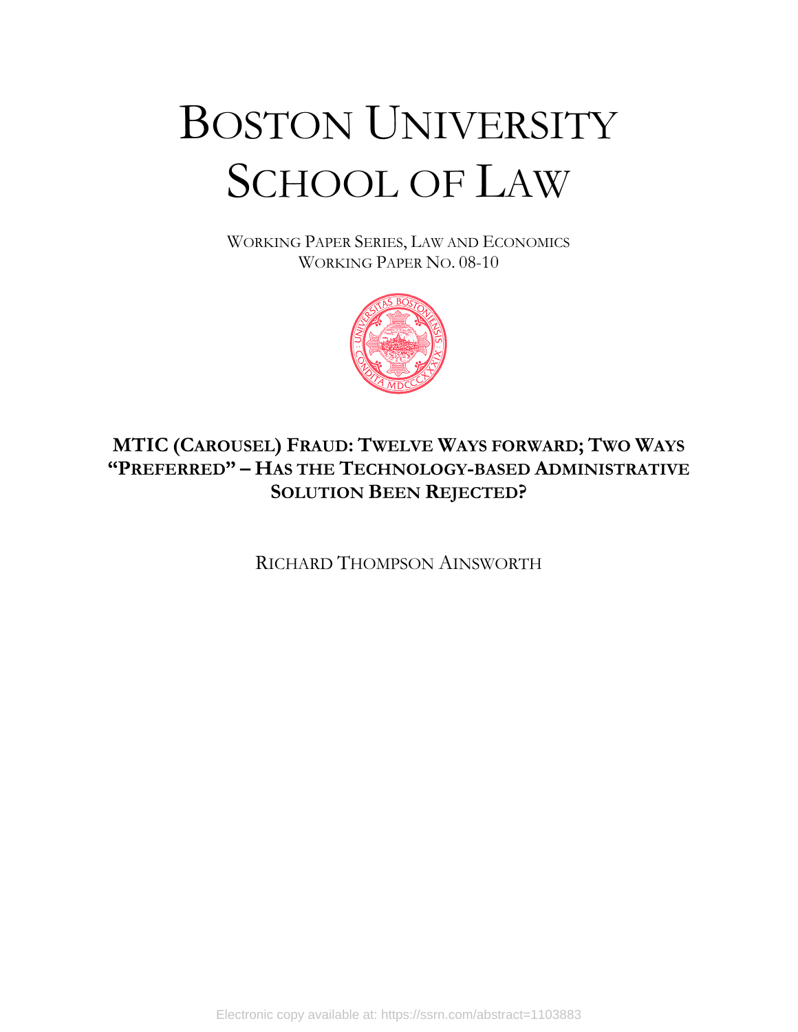# BOSTON UNIVERSITY SCHOOL OF LAW

WORKING PAPER SERIES, LAW AND ECONOMICS
WORKING PAPER NO. 08-10

**MTIC (CAROUSEL) FRAUD: TWELVE WAYS FORWARD; TWO WAYS "PREFERRED" – HAS THE TECHNOLOGY-BASED ADMINISTRATIVE SOLUTION BEEN REJECTED?**

RICHARD THOMPSON AINSWORTH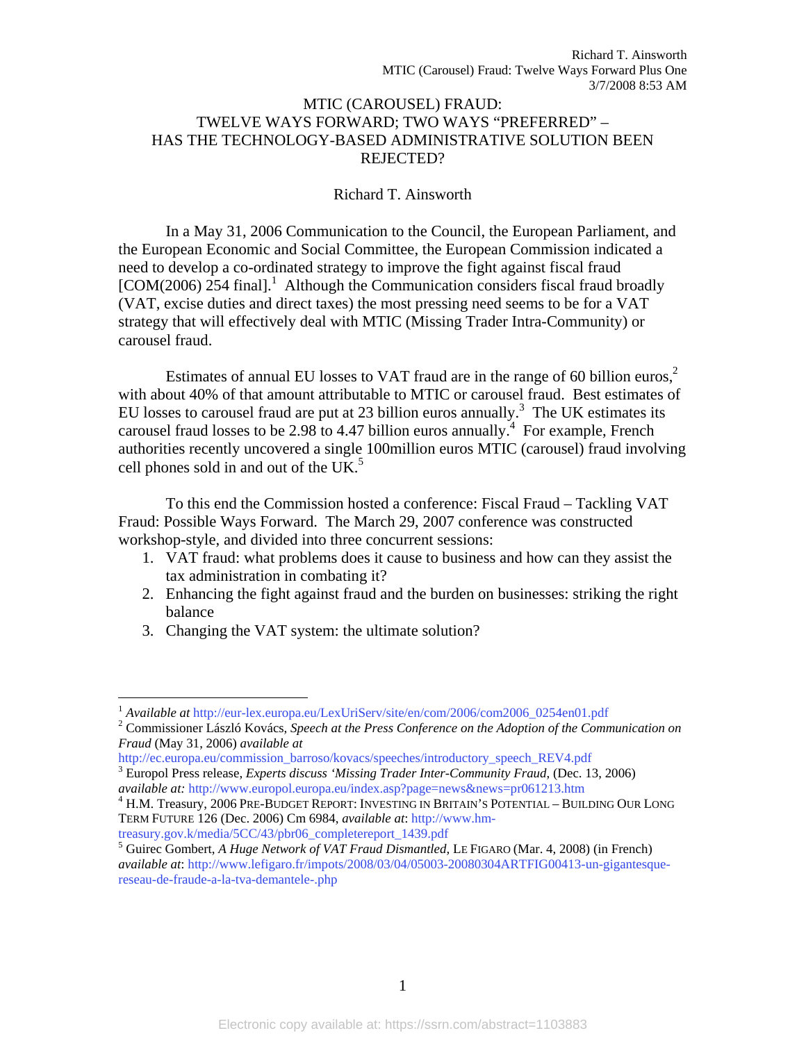# MTIC (CAROUSEL) FRAUD: TWELVE WAYS FORWARD; TWO WAYS "PREFERRED" – HAS THE TECHNOLOGY-BASED ADMINISTRATIVE SOLUTION BEEN REJECTED?

Richard T. Ainsworth

In a May 31, 2006 Communication to the Council, the European Parliament, and the European Economic and Social Committee, the European Commission indicated a need to develop a co-ordinated strategy to improve the fight against fiscal fraud [COM(2006) 254 final].[1] Although the Communication considers fiscal fraud broadly (VAT, excise duties and direct taxes) the most pressing need seems to be for a VAT strategy that will effectively deal with MTIC (Missing Trader Intra-Community) or carousel fraud.

Estimates of annual EU losses to VAT fraud are in the range of 60 billion euros,[2] with about 40% of that amount attributable to MTIC or carousel fraud. Best estimates of EU losses to carousel fraud are put at 23 billion euros annually.[3] The UK estimates its carousel fraud losses to be 2.98 to 4.47 billion euros annually.[4] For example, French authorities recently uncovered a single 100million euros MTIC (carousel) fraud involving cell phones sold in and out of the UK.[5]

To this end the Commission hosted a conference: Fiscal Fraud – Tackling VAT Fraud: Possible Ways Forward. The March 29, 2007 conference was constructed workshop-style, and divided into three concurrent sessions:

1. VAT fraud: what problems does it cause to business and how can they assist the tax administration in combating it?
2. Enhancing the fight against fraud and the burden on businesses: striking the right balance
3. Changing the VAT system: the ultimate solution?

---

[1] *Available at* http://eur-lex.europa.eu/LexUriServ/site/en/com/2006/com2006_0254en01.pdf

[2] Commissioner László Kovács, *Speech at the Press Conference on the Adoption of the Communication on Fraud* (May 31, 2006) *available at* http://ec.europa.eu/commission_barroso/kovacs/speeches/introductory_speech_REV4.pdf

[3] Europol Press release, *Experts discuss 'Missing Trader Inter-Community Fraud*, (Dec. 13, 2006) *available at:* http://www.europol.europa.eu/index.asp?page=news&news=pr061213.htm

[4] H.M. Treasury, 2006 PRE-BUDGET REPORT: INVESTING IN BRITAIN'S POTENTIAL – BUILDING OUR LONG TERM FUTURE 126 (Dec. 2006) Cm 6984, *available at*: http://www.hm-treasury.gov.k/media/5CC/43/pbr06_completereport_1439.pdf

[5] Guirec Gombert, *A Huge Network of VAT Fraud Dismantled,* LE FIGARO (Mar. 4, 2008) (in French) *available at*: http://www.lefigaro.fr/impots/2008/03/04/05003-20080304ARTFIG00413-un-gigantesque-reseau-de-fraude-a-la-tva-demantele-.php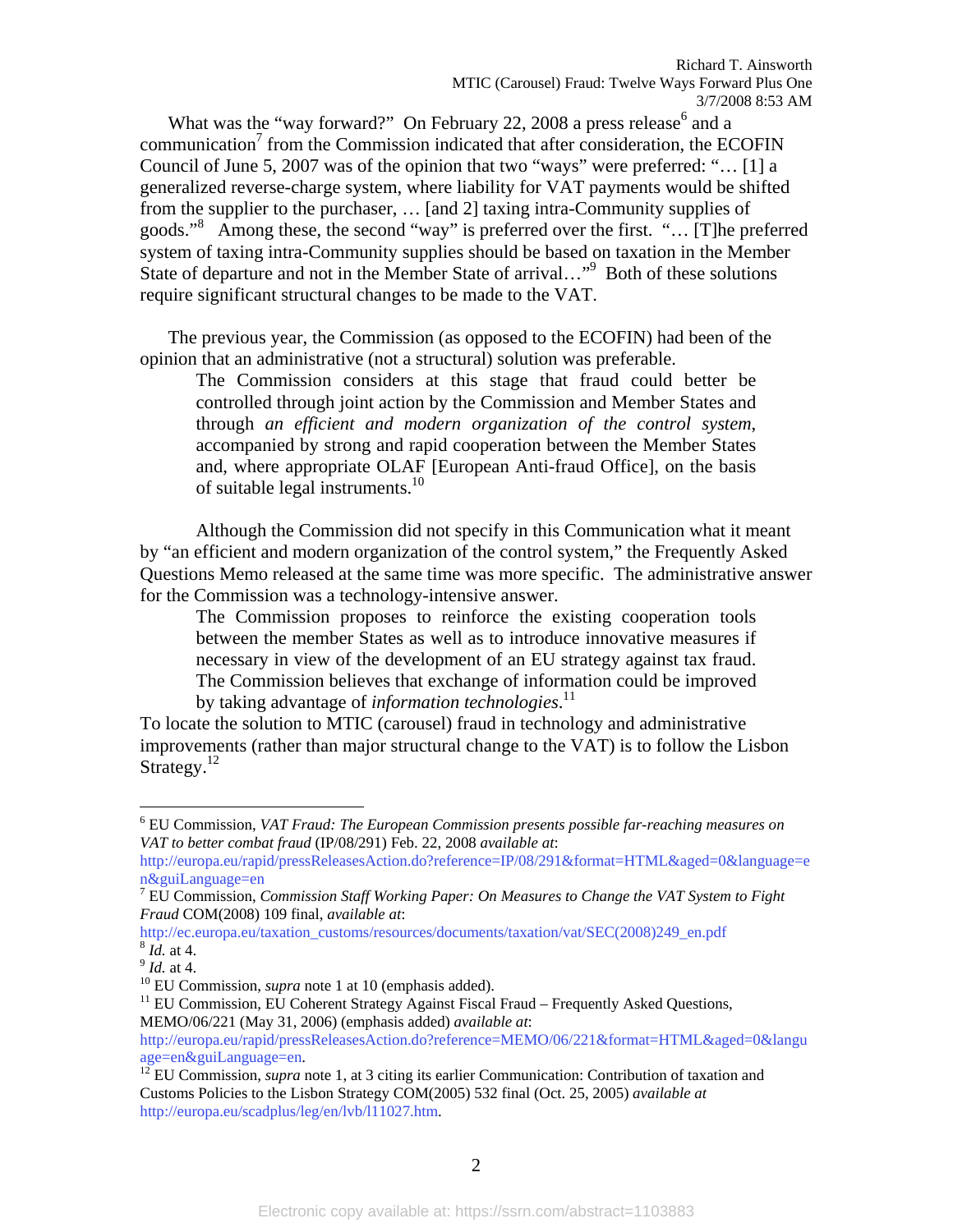What was the "way forward?" On February 22, 2008 a press release[6] and a communication[7] from the Commission indicated that after consideration, the ECOFIN Council of June 5, 2007 was of the opinion that two "ways" were preferred: "… [1] a generalized reverse-charge system, where liability for VAT payments would be shifted from the supplier to the purchaser, … [and 2] taxing intra-Community supplies of goods."[8] Among these, the second "way" is preferred over the first. "… [T]he preferred system of taxing intra-Community supplies should be based on taxation in the Member State of departure and not in the Member State of arrival…"[9] Both of these solutions require significant structural changes to be made to the VAT.

The previous year, the Commission (as opposed to the ECOFIN) had been of the opinion that an administrative (not a structural) solution was preferable.

> The Commission considers at this stage that fraud could better be controlled through joint action by the Commission and Member States and through *an efficient and modern organization of the control system*, accompanied by strong and rapid cooperation between the Member States and, where appropriate OLAF [European Anti-fraud Office], on the basis of suitable legal instruments.[10]

Although the Commission did not specify in this Communication what it meant by "an efficient and modern organization of the control system," the Frequently Asked Questions Memo released at the same time was more specific. The administrative answer for the Commission was a technology-intensive answer.

> The Commission proposes to reinforce the existing cooperation tools between the member States as well as to introduce innovative measures if necessary in view of the development of an EU strategy against tax fraud. The Commission believes that exchange of information could be improved by taking advantage of *information technologies*.[11]

To locate the solution to MTIC (carousel) fraud in technology and administrative improvements (rather than major structural change to the VAT) is to follow the Lisbon Strategy.[12]

---

[6] EU Commission, *VAT Fraud: The European Commission presents possible far-reaching measures on VAT to better combat fraud* (IP/08/291) Feb. 22, 2008 *available at*: http://europa.eu/rapid/pressReleasesAction.do?reference=IP/08/291&format=HTML&aged=0&language=en&guiLanguage=en

[7] EU Commission, *Commission Staff Working Paper: On Measures to Change the VAT System to Fight Fraud* COM(2008) 109 final, *available at*: http://ec.europa.eu/taxation_customs/resources/documents/taxation/vat/SEC(2008)249_en.pdf

[8] *Id.* at 4.

[9] *Id.* at 4.

[10] EU Commission, *supra* note 1 at 10 (emphasis added).

[11] EU Commission, EU Coherent Strategy Against Fiscal Fraud – Frequently Asked Questions, MEMO/06/221 (May 31, 2006) (emphasis added) *available at*: http://europa.eu/rapid/pressReleasesAction.do?reference=MEMO/06/221&format=HTML&aged=0&language=en&guiLanguage=en.

[12] EU Commission, *supra* note 1, at 3 citing its earlier Communication: Contribution of taxation and Customs Policies to the Lisbon Strategy COM(2005) 532 final (Oct. 25, 2005) *available at* http://europa.eu/scadplus/leg/en/lvb/l11027.htm.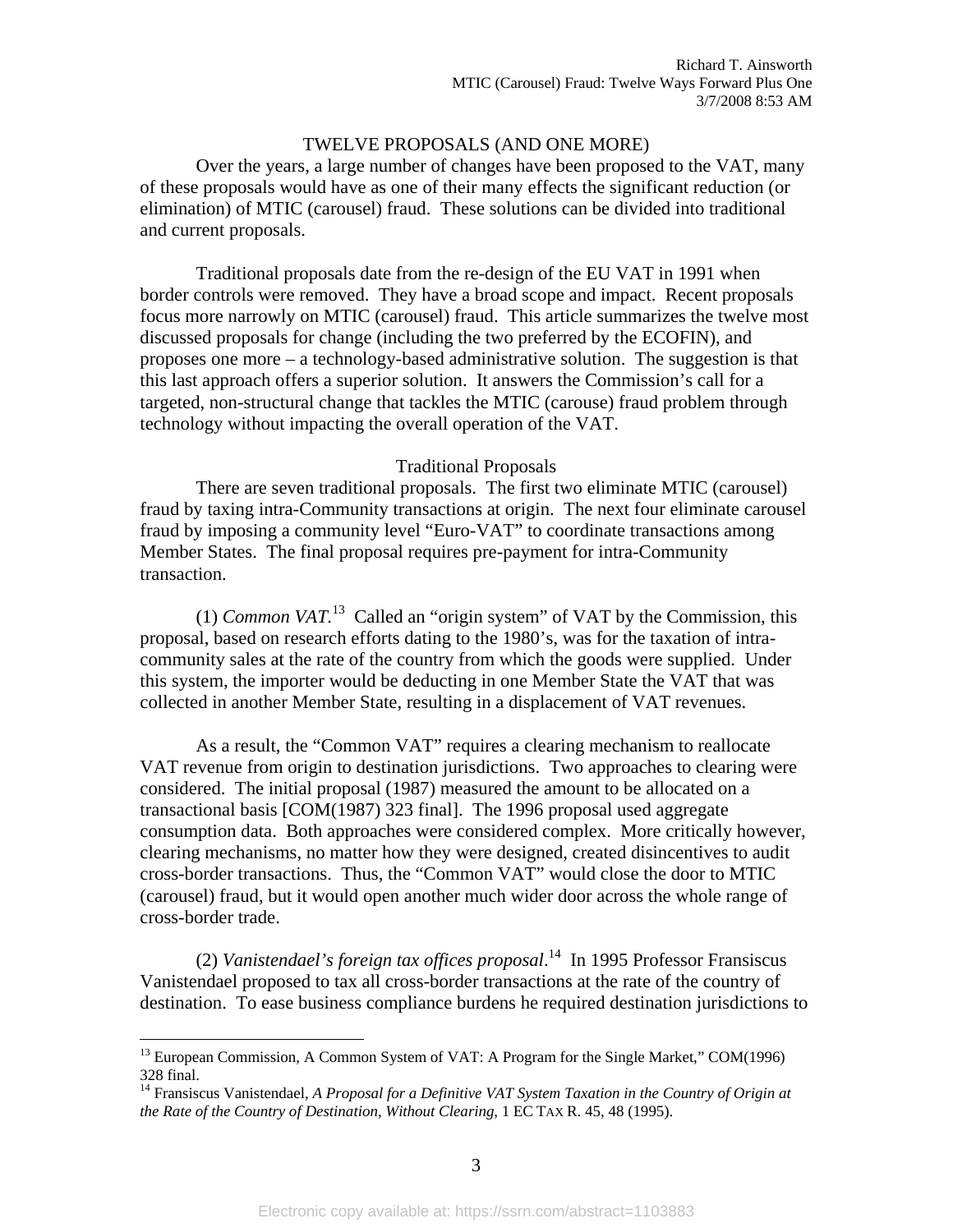## TWELVE PROPOSALS (AND ONE MORE)

Over the years, a large number of changes have been proposed to the VAT, many of these proposals would have as one of their many effects the significant reduction (or elimination) of MTIC (carousel) fraud. These solutions can be divided into traditional and current proposals.

Traditional proposals date from the re-design of the EU VAT in 1991 when border controls were removed. They have a broad scope and impact. Recent proposals focus more narrowly on MTIC (carousel) fraud. This article summarizes the twelve most discussed proposals for change (including the two preferred by the ECOFIN), and proposes one more – a technology-based administrative solution. The suggestion is that this last approach offers a superior solution. It answers the Commission's call for a targeted, non-structural change that tackles the MTIC (carouse) fraud problem through technology without impacting the overall operation of the VAT.

### Traditional Proposals

There are seven traditional proposals. The first two eliminate MTIC (carousel) fraud by taxing intra-Community transactions at origin. The next four eliminate carousel fraud by imposing a community level "Euro-VAT" to coordinate transactions among Member States. The final proposal requires pre-payment for intra-Community transaction.

(1) *Common VAT.*[13] Called an "origin system" of VAT by the Commission, this proposal, based on research efforts dating to the 1980's, was for the taxation of intra-community sales at the rate of the country from which the goods were supplied. Under this system, the importer would be deducting in one Member State the VAT that was collected in another Member State, resulting in a displacement of VAT revenues.

As a result, the "Common VAT" requires a clearing mechanism to reallocate VAT revenue from origin to destination jurisdictions. Two approaches to clearing were considered. The initial proposal (1987) measured the amount to be allocated on a transactional basis [COM(1987) 323 final]. The 1996 proposal used aggregate consumption data. Both approaches were considered complex. More critically however, clearing mechanisms, no matter how they were designed, created disincentives to audit cross-border transactions. Thus, the "Common VAT" would close the door to MTIC (carousel) fraud, but it would open another much wider door across the whole range of cross-border trade.

(2) *Vanistendael's foreign tax offices proposal*.[14] In 1995 Professor Fransiscus Vanistendael proposed to tax all cross-border transactions at the rate of the country of destination. To ease business compliance burdens he required destination jurisdictions to

---

[13] European Commission, A Common System of VAT: A Program for the Single Market," COM(1996) 328 final.

[14] Fransiscus Vanistendael, *A Proposal for a Definitive VAT System Taxation in the Country of Origin at the Rate of the Country of Destination, Without Clearing*, 1 EC TAX R. 45, 48 (1995).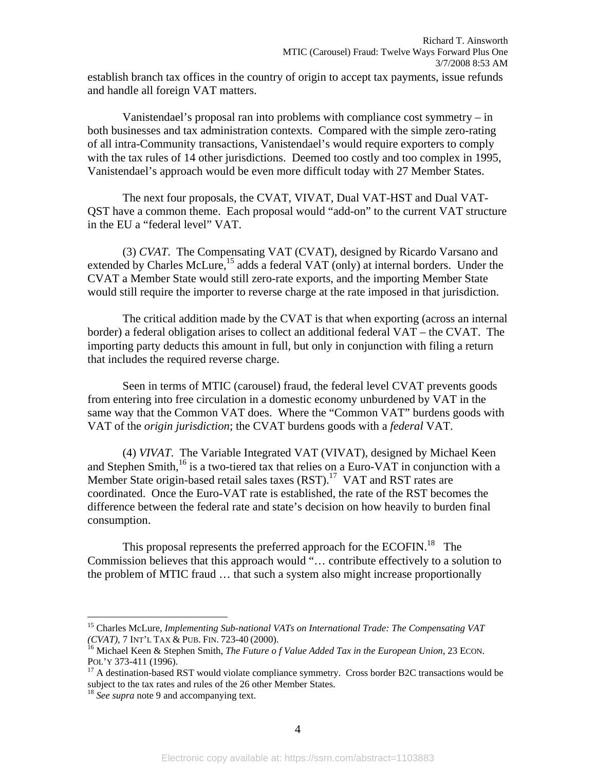establish branch tax offices in the country of origin to accept tax payments, issue refunds and handle all foreign VAT matters.

Vanistendael's proposal ran into problems with compliance cost symmetry – in both businesses and tax administration contexts. Compared with the simple zero-rating of all intra-Community transactions, Vanistendael's would require exporters to comply with the tax rules of 14 other jurisdictions. Deemed too costly and too complex in 1995, Vanistendael's approach would be even more difficult today with 27 Member States.

The next four proposals, the CVAT, VIVAT, Dual VAT-HST and Dual VAT-QST have a common theme. Each proposal would "add-on" to the current VAT structure in the EU a "federal level" VAT.

(3) *CVAT*. The Compensating VAT (CVAT), designed by Ricardo Varsano and extended by Charles McLure,[15] adds a federal VAT (only) at internal borders. Under the CVAT a Member State would still zero-rate exports, and the importing Member State would still require the importer to reverse charge at the rate imposed in that jurisdiction.

The critical addition made by the CVAT is that when exporting (across an internal border) a federal obligation arises to collect an additional federal VAT – the CVAT. The importing party deducts this amount in full, but only in conjunction with filing a return that includes the required reverse charge.

Seen in terms of MTIC (carousel) fraud, the federal level CVAT prevents goods from entering into free circulation in a domestic economy unburdened by VAT in the same way that the Common VAT does. Where the "Common VAT" burdens goods with VAT of the *origin jurisdiction*; the CVAT burdens goods with a *federal* VAT.

(4) *VIVAT*. The Variable Integrated VAT (VIVAT), designed by Michael Keen and Stephen Smith,[16] is a two-tiered tax that relies on a Euro-VAT in conjunction with a Member State origin-based retail sales taxes (RST).[17] VAT and RST rates are coordinated. Once the Euro-VAT rate is established, the rate of the RST becomes the difference between the federal rate and state's decision on how heavily to burden final consumption.

This proposal represents the preferred approach for the ECOFIN.[18] The Commission believes that this approach would "… contribute effectively to a solution to the problem of MTIC fraud … that such a system also might increase proportionally

---

[15] Charles McLure, *Implementing Sub-national VATs on International Trade: The Compensating VAT (CVAT)*, 7 INT'L TAX & PUB. FIN. 723-40 (2000).

[16] Michael Keen & Stephen Smith, *The Future o f Value Added Tax in the European Union*, 23 ECON. POL'Y 373-411 (1996).

[17] A destination-based RST would violate compliance symmetry. Cross border B2C transactions would be subject to the tax rates and rules of the 26 other Member States.

[18] *See supra* note 9 and accompanying text.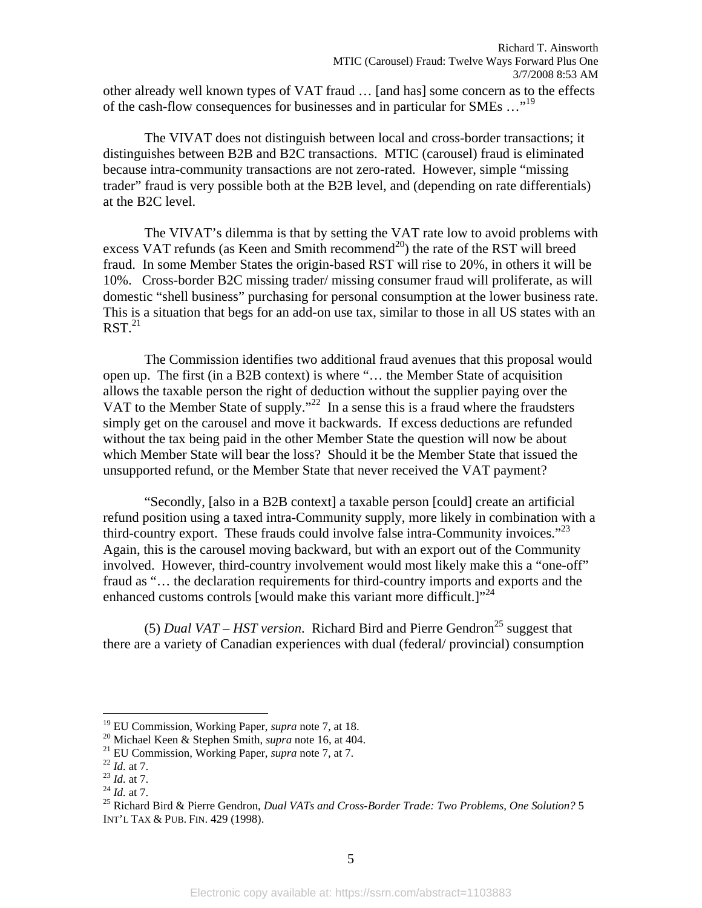other already well known types of VAT fraud … [and has] some concern as to the effects of the cash-flow consequences for businesses and in particular for SMEs …"[19]

The VIVAT does not distinguish between local and cross-border transactions; it distinguishes between B2B and B2C transactions. MTIC (carousel) fraud is eliminated because intra-community transactions are not zero-rated. However, simple "missing trader" fraud is very possible both at the B2B level, and (depending on rate differentials) at the B2C level.

The VIVAT's dilemma is that by setting the VAT rate low to avoid problems with excess VAT refunds (as Keen and Smith recommend[20]) the rate of the RST will breed fraud. In some Member States the origin-based RST will rise to 20%, in others it will be 10%. Cross-border B2C missing trader/ missing consumer fraud will proliferate, as will domestic "shell business" purchasing for personal consumption at the lower business rate. This is a situation that begs for an add-on use tax, similar to those in all US states with an RST.[21]

The Commission identifies two additional fraud avenues that this proposal would open up. The first (in a B2B context) is where "… the Member State of acquisition allows the taxable person the right of deduction without the supplier paying over the VAT to the Member State of supply."[22] In a sense this is a fraud where the fraudsters simply get on the carousel and move it backwards. If excess deductions are refunded without the tax being paid in the other Member State the question will now be about which Member State will bear the loss? Should it be the Member State that issued the unsupported refund, or the Member State that never received the VAT payment?

"Secondly, [also in a B2B context] a taxable person [could] create an artificial refund position using a taxed intra-Community supply, more likely in combination with a third-country export. These frauds could involve false intra-Community invoices."[23] Again, this is the carousel moving backward, but with an export out of the Community involved. However, third-country involvement would most likely make this a "one-off" fraud as "… the declaration requirements for third-country imports and exports and the enhanced customs controls [would make this variant more difficult.]"[24]

(5) *Dual VAT – HST version*. Richard Bird and Pierre Gendron[25] suggest that there are a variety of Canadian experiences with dual (federal/ provincial) consumption

---

[19] EU Commission, Working Paper, *supra* note 7, at 18.
[20] Michael Keen & Stephen Smith, *supra* note 16, at 404.
[21] EU Commission, Working Paper, *supra* note 7, at 7.
[22] *Id*. at 7.
[23] *Id*. at 7.
[24] *Id*. at 7.
[25] Richard Bird & Pierre Gendron, *Dual VATs and Cross-Border Trade: Two Problems, One Solution?* 5 INT'L TAX & PUB. FIN. 429 (1998).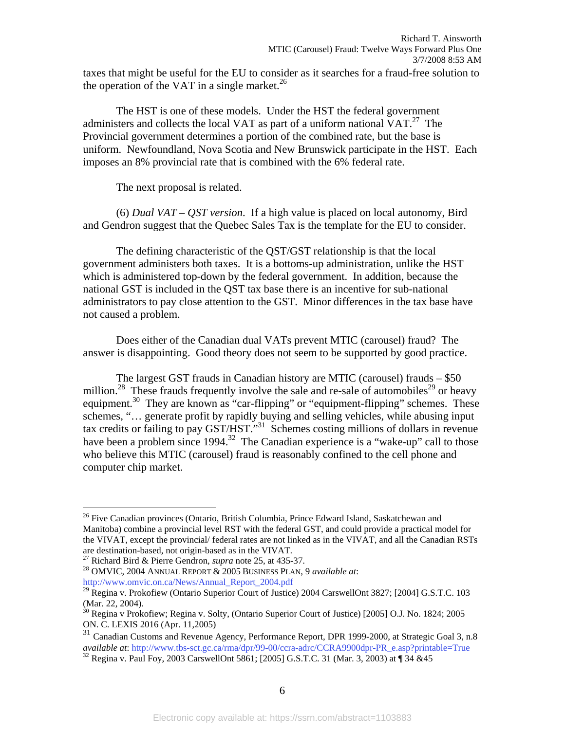taxes that might be useful for the EU to consider as it searches for a fraud-free solution to the operation of the VAT in a single market.[26]

The HST is one of these models. Under the HST the federal government administers and collects the local VAT as part of a uniform national VAT.[27] The Provincial government determines a portion of the combined rate, but the base is uniform. Newfoundland, Nova Scotia and New Brunswick participate in the HST. Each imposes an 8% provincial rate that is combined with the 6% federal rate.

The next proposal is related.

(6) *Dual VAT – QST version*. If a high value is placed on local autonomy, Bird and Gendron suggest that the Quebec Sales Tax is the template for the EU to consider.

The defining characteristic of the QST/GST relationship is that the local government administers both taxes. It is a bottoms-up administration, unlike the HST which is administered top-down by the federal government. In addition, because the national GST is included in the QST tax base there is an incentive for sub-national administrators to pay close attention to the GST. Minor differences in the tax base have not caused a problem.

Does either of the Canadian dual VATs prevent MTIC (carousel) fraud? The answer is disappointing. Good theory does not seem to be supported by good practice.

The largest GST frauds in Canadian history are MTIC (carousel) frauds – $50 million.[28] These frauds frequently involve the sale and re-sale of automobiles[29] or heavy equipment.[30] They are known as "car-flipping" or "equipment-flipping" schemes. These schemes, "… generate profit by rapidly buying and selling vehicles, while abusing input tax credits or failing to pay GST/HST."[31] Schemes costing millions of dollars in revenue have been a problem since 1994.[32] The Canadian experience is a "wake-up" call to those who believe this MTIC (carousel) fraud is reasonably confined to the cell phone and computer chip market.

---

[26] Five Canadian provinces (Ontario, British Columbia, Prince Edward Island, Saskatchewan and Manitoba) combine a provincial level RST with the federal GST, and could provide a practical model for the VIVAT, except the provincial/ federal rates are not linked as in the VIVAT, and all the Canadian RSTs are destination-based, not origin-based as in the VIVAT.

[27] Richard Bird & Pierre Gendron, *supra* note 25, at 435-37.

[28] OMVIC, 2004 ANNUAL REPORT & 2005 BUSINESS PLAN, 9 *available at*: http://www.omvic.on.ca/News/Annual_Report_2004.pdf

[29] Regina v. Prokofiew (Ontario Superior Court of Justice) 2004 CarswellOnt 3827; [2004] G.S.T.C. 103 (Mar. 22, 2004).

[30] Regina v Prokofiew; Regina v. Solty, (Ontario Superior Court of Justice) [2005] O.J. No. 1824; 2005 ON. C. LEXIS 2016 (Apr. 11,2005)

[31] Canadian Customs and Revenue Agency, Performance Report, DPR 1999-2000, at Strategic Goal 3, n.8 *available at*: http://www.tbs-sct.gc.ca/rma/dpr/99-00/ccra-adrc/CCRA9900dpr-PR_e.asp?printable=True

[32] Regina v. Paul Foy, 2003 CarswellOnt 5861; [2005] G.S.T.C. 31 (Mar. 3, 2003) at ¶ 34 &45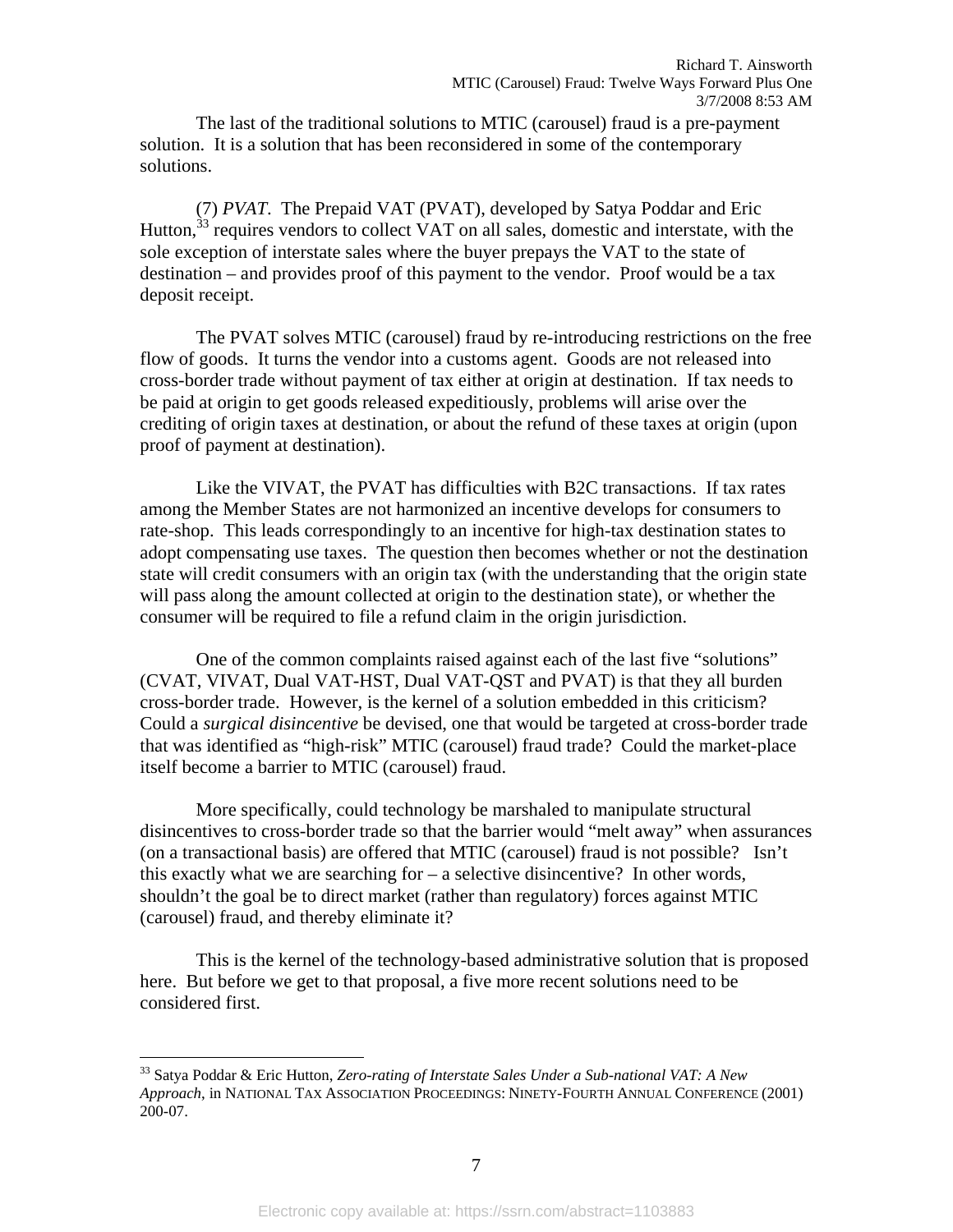The last of the traditional solutions to MTIC (carousel) fraud is a pre-payment solution. It is a solution that has been reconsidered in some of the contemporary solutions.

(7) *PVAT*. The Prepaid VAT (PVAT), developed by Satya Poddar and Eric Hutton,[33] requires vendors to collect VAT on all sales, domestic and interstate, with the sole exception of interstate sales where the buyer prepays the VAT to the state of destination – and provides proof of this payment to the vendor. Proof would be a tax deposit receipt.

The PVAT solves MTIC (carousel) fraud by re-introducing restrictions on the free flow of goods. It turns the vendor into a customs agent. Goods are not released into cross-border trade without payment of tax either at origin at destination. If tax needs to be paid at origin to get goods released expeditiously, problems will arise over the crediting of origin taxes at destination, or about the refund of these taxes at origin (upon proof of payment at destination).

Like the VIVAT, the PVAT has difficulties with B2C transactions. If tax rates among the Member States are not harmonized an incentive develops for consumers to rate-shop. This leads correspondingly to an incentive for high-tax destination states to adopt compensating use taxes. The question then becomes whether or not the destination state will credit consumers with an origin tax (with the understanding that the origin state will pass along the amount collected at origin to the destination state), or whether the consumer will be required to file a refund claim in the origin jurisdiction.

One of the common complaints raised against each of the last five "solutions" (CVAT, VIVAT, Dual VAT-HST, Dual VAT-QST and PVAT) is that they all burden cross-border trade. However, is the kernel of a solution embedded in this criticism? Could a *surgical disincentive* be devised, one that would be targeted at cross-border trade that was identified as "high-risk" MTIC (carousel) fraud trade? Could the market-place itself become a barrier to MTIC (carousel) fraud.

More specifically, could technology be marshaled to manipulate structural disincentives to cross-border trade so that the barrier would "melt away" when assurances (on a transactional basis) are offered that MTIC (carousel) fraud is not possible? Isn't this exactly what we are searching for – a selective disincentive? In other words, shouldn't the goal be to direct market (rather than regulatory) forces against MTIC (carousel) fraud, and thereby eliminate it?

This is the kernel of the technology-based administrative solution that is proposed here. But before we get to that proposal, a five more recent solutions need to be considered first.

---

[33] Satya Poddar & Eric Hutton, *Zero-rating of Interstate Sales Under a Sub-national VAT: A New Approach*, in NATIONAL TAX ASSOCIATION PROCEEDINGS: NINETY-FOURTH ANNUAL CONFERENCE (2001) 200-07.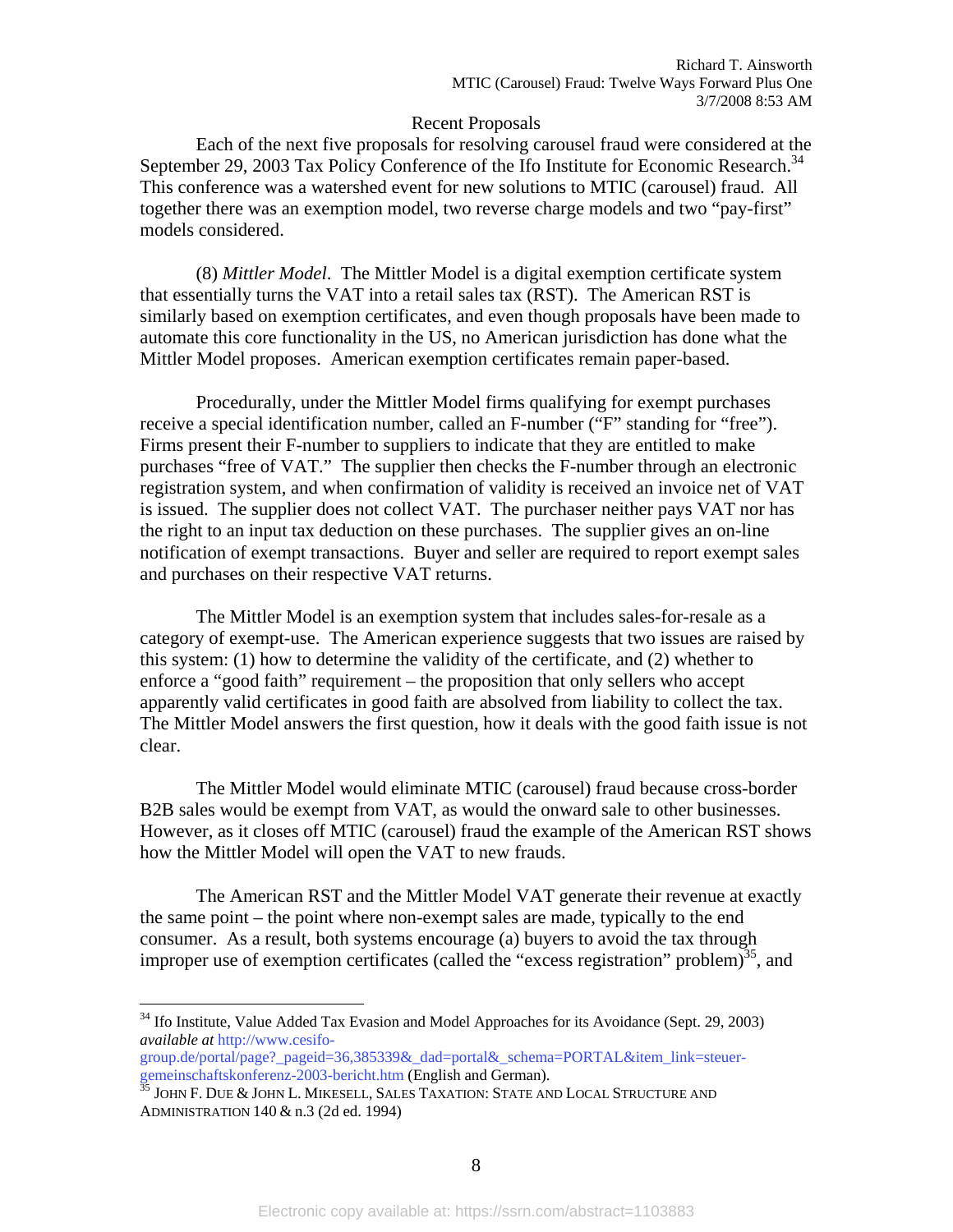## Recent Proposals

Each of the next five proposals for resolving carousel fraud were considered at the September 29, 2003 Tax Policy Conference of the Ifo Institute for Economic Research.[34] This conference was a watershed event for new solutions to MTIC (carousel) fraud. All together there was an exemption model, two reverse charge models and two "pay-first" models considered.

(8) *Mittler Model*. The Mittler Model is a digital exemption certificate system that essentially turns the VAT into a retail sales tax (RST). The American RST is similarly based on exemption certificates, and even though proposals have been made to automate this core functionality in the US, no American jurisdiction has done what the Mittler Model proposes. American exemption certificates remain paper-based.

Procedurally, under the Mittler Model firms qualifying for exempt purchases receive a special identification number, called an F-number ("F" standing for "free"). Firms present their F-number to suppliers to indicate that they are entitled to make purchases "free of VAT." The supplier then checks the F-number through an electronic registration system, and when confirmation of validity is received an invoice net of VAT is issued. The supplier does not collect VAT. The purchaser neither pays VAT nor has the right to an input tax deduction on these purchases. The supplier gives an on-line notification of exempt transactions. Buyer and seller are required to report exempt sales and purchases on their respective VAT returns.

The Mittler Model is an exemption system that includes sales-for-resale as a category of exempt-use. The American experience suggests that two issues are raised by this system: (1) how to determine the validity of the certificate, and (2) whether to enforce a "good faith" requirement – the proposition that only sellers who accept apparently valid certificates in good faith are absolved from liability to collect the tax. The Mittler Model answers the first question, how it deals with the good faith issue is not clear.

The Mittler Model would eliminate MTIC (carousel) fraud because cross-border B2B sales would be exempt from VAT, as would the onward sale to other businesses. However, as it closes off MTIC (carousel) fraud the example of the American RST shows how the Mittler Model will open the VAT to new frauds.

The American RST and the Mittler Model VAT generate their revenue at exactly the same point – the point where non-exempt sales are made, typically to the end consumer. As a result, both systems encourage (a) buyers to avoid the tax through improper use of exemption certificates (called the "excess registration" problem)[35], and

---

[34] Ifo Institute, Value Added Tax Evasion and Model Approaches for its Avoidance (Sept. 29, 2003) *available at* http://www.cesifo-group.de/portal/page?_pageid=36,385339&_dad=portal&_schema=PORTAL&item_link=steuer-gemeinschaftskonferenz-2003-bericht.htm (English and German).

[35] JOHN F. DUE & JOHN L. MIKESELL, SALES TAXATION: STATE AND LOCAL STRUCTURE AND ADMINISTRATION 140 & n.3 (2d ed. 1994)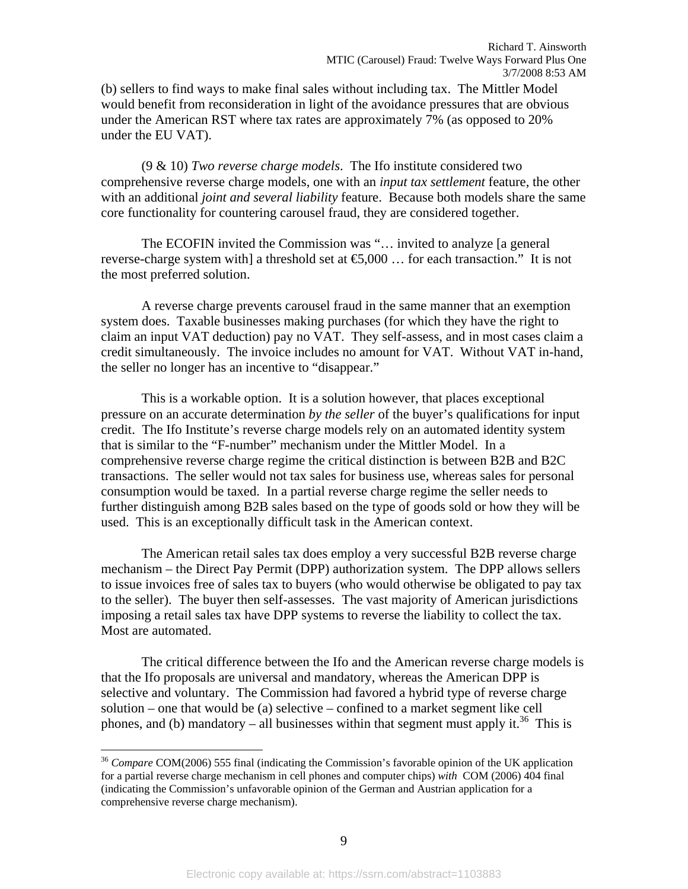(b) sellers to find ways to make final sales without including tax. The Mittler Model would benefit from reconsideration in light of the avoidance pressures that are obvious under the American RST where tax rates are approximately 7% (as opposed to 20% under the EU VAT).

(9 & 10) *Two reverse charge models*. The Ifo institute considered two comprehensive reverse charge models, one with an *input tax settlement* feature, the other with an additional *joint and several liability* feature. Because both models share the same core functionality for countering carousel fraud, they are considered together.

The ECOFIN invited the Commission was "… invited to analyze [a general reverse-charge system with] a threshold set at €5,000 … for each transaction." It is not the most preferred solution.

A reverse charge prevents carousel fraud in the same manner that an exemption system does. Taxable businesses making purchases (for which they have the right to claim an input VAT deduction) pay no VAT. They self-assess, and in most cases claim a credit simultaneously. The invoice includes no amount for VAT. Without VAT in-hand, the seller no longer has an incentive to "disappear."

This is a workable option. It is a solution however, that places exceptional pressure on an accurate determination *by the seller* of the buyer's qualifications for input credit. The Ifo Institute's reverse charge models rely on an automated identity system that is similar to the "F-number" mechanism under the Mittler Model. In a comprehensive reverse charge regime the critical distinction is between B2B and B2C transactions. The seller would not tax sales for business use, whereas sales for personal consumption would be taxed. In a partial reverse charge regime the seller needs to further distinguish among B2B sales based on the type of goods sold or how they will be used. This is an exceptionally difficult task in the American context.

The American retail sales tax does employ a very successful B2B reverse charge mechanism – the Direct Pay Permit (DPP) authorization system. The DPP allows sellers to issue invoices free of sales tax to buyers (who would otherwise be obligated to pay tax to the seller). The buyer then self-assesses. The vast majority of American jurisdictions imposing a retail sales tax have DPP systems to reverse the liability to collect the tax. Most are automated.

The critical difference between the Ifo and the American reverse charge models is that the Ifo proposals are universal and mandatory, whereas the American DPP is selective and voluntary. The Commission had favored a hybrid type of reverse charge solution – one that would be (a) selective – confined to a market segment like cell phones, and (b) mandatory – all businesses within that segment must apply it.[36] This is

---

[36] *Compare* COM(2006) 555 final (indicating the Commission's favorable opinion of the UK application for a partial reverse charge mechanism in cell phones and computer chips) *with* COM (2006) 404 final (indicating the Commission's unfavorable opinion of the German and Austrian application for a comprehensive reverse charge mechanism).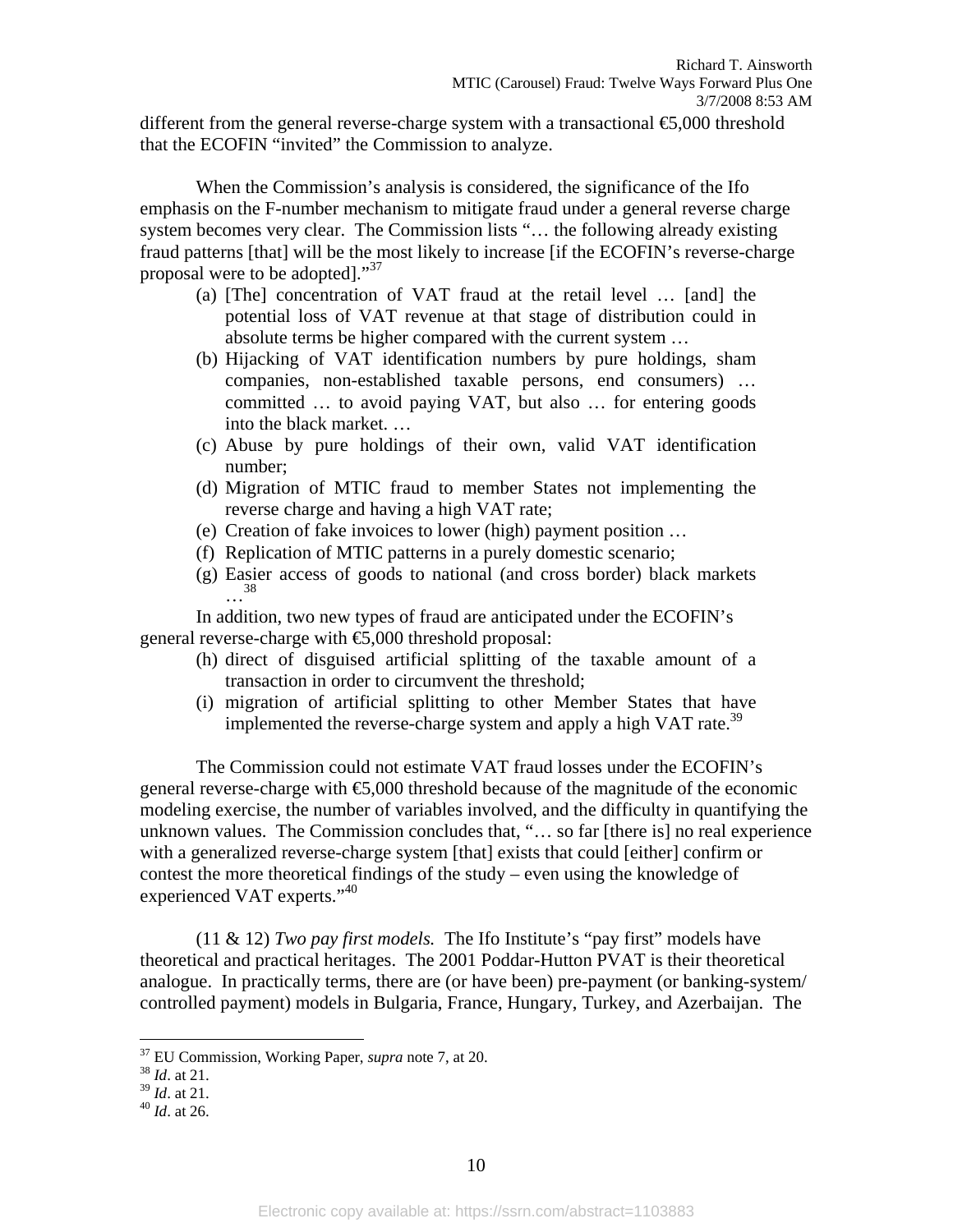different from the general reverse-charge system with a transactional €5,000 threshold that the ECOFIN "invited" the Commission to analyze.

When the Commission's analysis is considered, the significance of the Ifo emphasis on the F-number mechanism to mitigate fraud under a general reverse charge system becomes very clear. The Commission lists "… the following already existing fraud patterns [that] will be the most likely to increase [if the ECOFIN's reverse-charge proposal were to be adopted]."[37]

> (a) [The] concentration of VAT fraud at the retail level … [and] the potential loss of VAT revenue at that stage of distribution could in absolute terms be higher compared with the current system …
> (b) Hijacking of VAT identification numbers by pure holdings, sham companies, non-established taxable persons, end consumers) … committed … to avoid paying VAT, but also … for entering goods into the black market. …
> (c) Abuse by pure holdings of their own, valid VAT identification number;
> (d) Migration of MTIC fraud to member States not implementing the reverse charge and having a high VAT rate;
> (e) Creation of fake invoices to lower (high) payment position …
> (f) Replication of MTIC patterns in a purely domestic scenario;
> (g) Easier access of goods to national (and cross border) black markets …[38]

In addition, two new types of fraud are anticipated under the ECOFIN's general reverse-charge with €5,000 threshold proposal:

> (h) direct of disguised artificial splitting of the taxable amount of a transaction in order to circumvent the threshold;
> (i) migration of artificial splitting to other Member States that have implemented the reverse-charge system and apply a high VAT rate.[39]

The Commission could not estimate VAT fraud losses under the ECOFIN's general reverse-charge with €5,000 threshold because of the magnitude of the economic modeling exercise, the number of variables involved, and the difficulty in quantifying the unknown values. The Commission concludes that, "… so far [there is] no real experience with a generalized reverse-charge system [that] exists that could [either] confirm or contest the more theoretical findings of the study – even using the knowledge of experienced VAT experts."[40]

(11 & 12) *Two pay first models.* The Ifo Institute's "pay first" models have theoretical and practical heritages. The 2001 Poddar-Hutton PVAT is their theoretical analogue. In practically terms, there are (or have been) pre-payment (or banking-system/ controlled payment) models in Bulgaria, France, Hungary, Turkey, and Azerbaijan. The

---

[37] EU Commission, Working Paper, *supra* note 7, at 20.
[38] *Id*. at 21.
[39] *Id*. at 21.
[40] *Id*. at 26.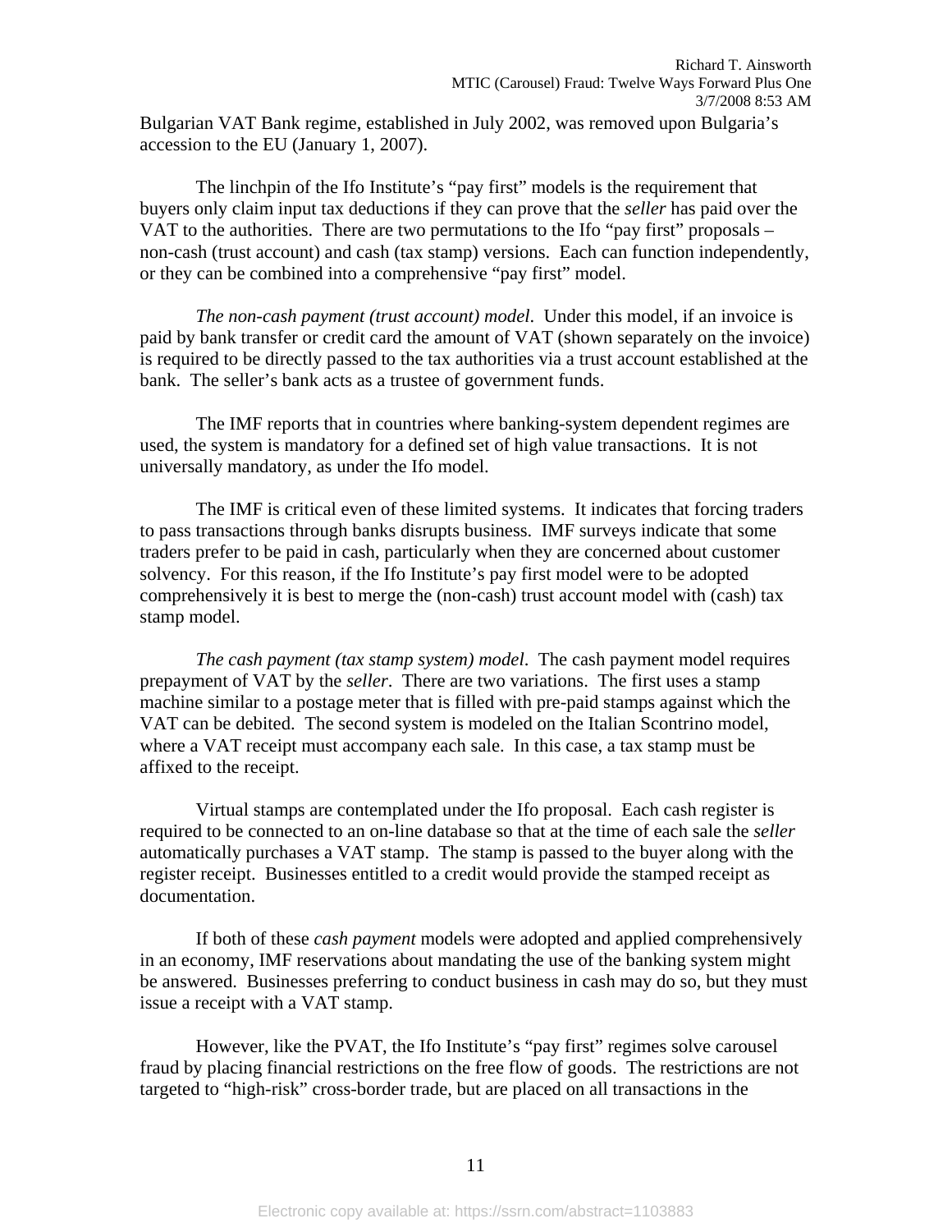Bulgarian VAT Bank regime, established in July 2002, was removed upon Bulgaria's accession to the EU (January 1, 2007).

The linchpin of the Ifo Institute's "pay first" models is the requirement that buyers only claim input tax deductions if they can prove that the *seller* has paid over the VAT to the authorities. There are two permutations to the Ifo "pay first" proposals – non-cash (trust account) and cash (tax stamp) versions. Each can function independently, or they can be combined into a comprehensive "pay first" model.

*The non-cash payment (trust account) model*. Under this model, if an invoice is paid by bank transfer or credit card the amount of VAT (shown separately on the invoice) is required to be directly passed to the tax authorities via a trust account established at the bank. The seller's bank acts as a trustee of government funds.

The IMF reports that in countries where banking-system dependent regimes are used, the system is mandatory for a defined set of high value transactions. It is not universally mandatory, as under the Ifo model.

The IMF is critical even of these limited systems. It indicates that forcing traders to pass transactions through banks disrupts business. IMF surveys indicate that some traders prefer to be paid in cash, particularly when they are concerned about customer solvency. For this reason, if the Ifo Institute's pay first model were to be adopted comprehensively it is best to merge the (non-cash) trust account model with (cash) tax stamp model.

*The cash payment (tax stamp system) model*. The cash payment model requires prepayment of VAT by the *seller*. There are two variations. The first uses a stamp machine similar to a postage meter that is filled with pre-paid stamps against which the VAT can be debited. The second system is modeled on the Italian Scontrino model, where a VAT receipt must accompany each sale. In this case, a tax stamp must be affixed to the receipt.

Virtual stamps are contemplated under the Ifo proposal. Each cash register is required to be connected to an on-line database so that at the time of each sale the *seller* automatically purchases a VAT stamp. The stamp is passed to the buyer along with the register receipt. Businesses entitled to a credit would provide the stamped receipt as documentation.

If both of these *cash payment* models were adopted and applied comprehensively in an economy, IMF reservations about mandating the use of the banking system might be answered. Businesses preferring to conduct business in cash may do so, but they must issue a receipt with a VAT stamp.

However, like the PVAT, the Ifo Institute's "pay first" regimes solve carousel fraud by placing financial restrictions on the free flow of goods. The restrictions are not targeted to "high-risk" cross-border trade, but are placed on all transactions in the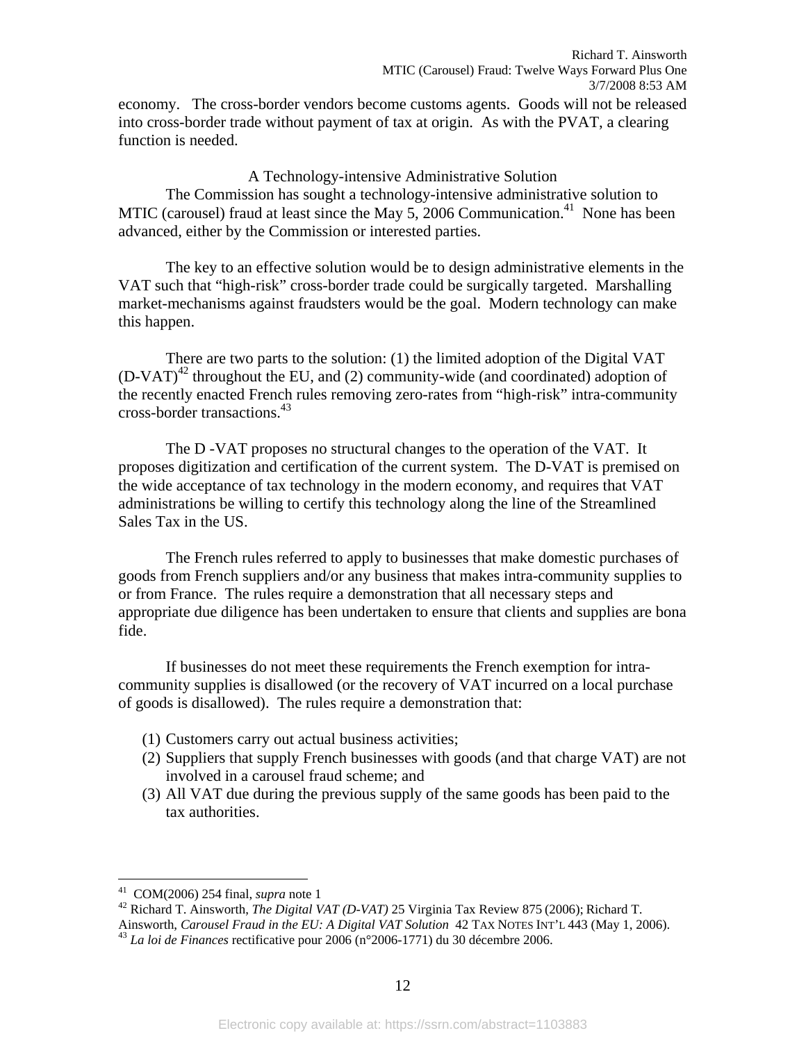economy. The cross-border vendors become customs agents. Goods will not be released into cross-border trade without payment of tax at origin. As with the PVAT, a clearing function is needed.

### A Technology-intensive Administrative Solution

The Commission has sought a technology-intensive administrative solution to MTIC (carousel) fraud at least since the May 5, 2006 Communication.[41] None has been advanced, either by the Commission or interested parties.

The key to an effective solution would be to design administrative elements in the VAT such that "high-risk" cross-border trade could be surgically targeted. Marshalling market-mechanisms against fraudsters would be the goal. Modern technology can make this happen.

There are two parts to the solution: (1) the limited adoption of the Digital VAT (D-VAT)[42] throughout the EU, and (2) community-wide (and coordinated) adoption of the recently enacted French rules removing zero-rates from "high-risk" intra-community cross-border transactions.[43]

The D -VAT proposes no structural changes to the operation of the VAT. It proposes digitization and certification of the current system. The D-VAT is premised on the wide acceptance of tax technology in the modern economy, and requires that VAT administrations be willing to certify this technology along the line of the Streamlined Sales Tax in the US.

The French rules referred to apply to businesses that make domestic purchases of goods from French suppliers and/or any business that makes intra-community supplies to or from France. The rules require a demonstration that all necessary steps and appropriate due diligence has been undertaken to ensure that clients and supplies are bona fide.

If businesses do not meet these requirements the French exemption for intra-community supplies is disallowed (or the recovery of VAT incurred on a local purchase of goods is disallowed). The rules require a demonstration that:

(1) Customers carry out actual business activities;
(2) Suppliers that supply French businesses with goods (and that charge VAT) are not involved in a carousel fraud scheme; and
(3) All VAT due during the previous supply of the same goods has been paid to the tax authorities.

---

[41] COM(2006) 254 final, *supra* note 1

[42] Richard T. Ainsworth, *The Digital VAT (D-VAT)* 25 Virginia Tax Review 875 (2006); Richard T. Ainsworth, *Carousel Fraud in the EU: A Digital VAT Solution* 42 TAX NOTES INT'L 443 (May 1, 2006).

[43] *La loi de Finances* rectificative pour 2006 (n°2006-1771) du 30 décembre 2006.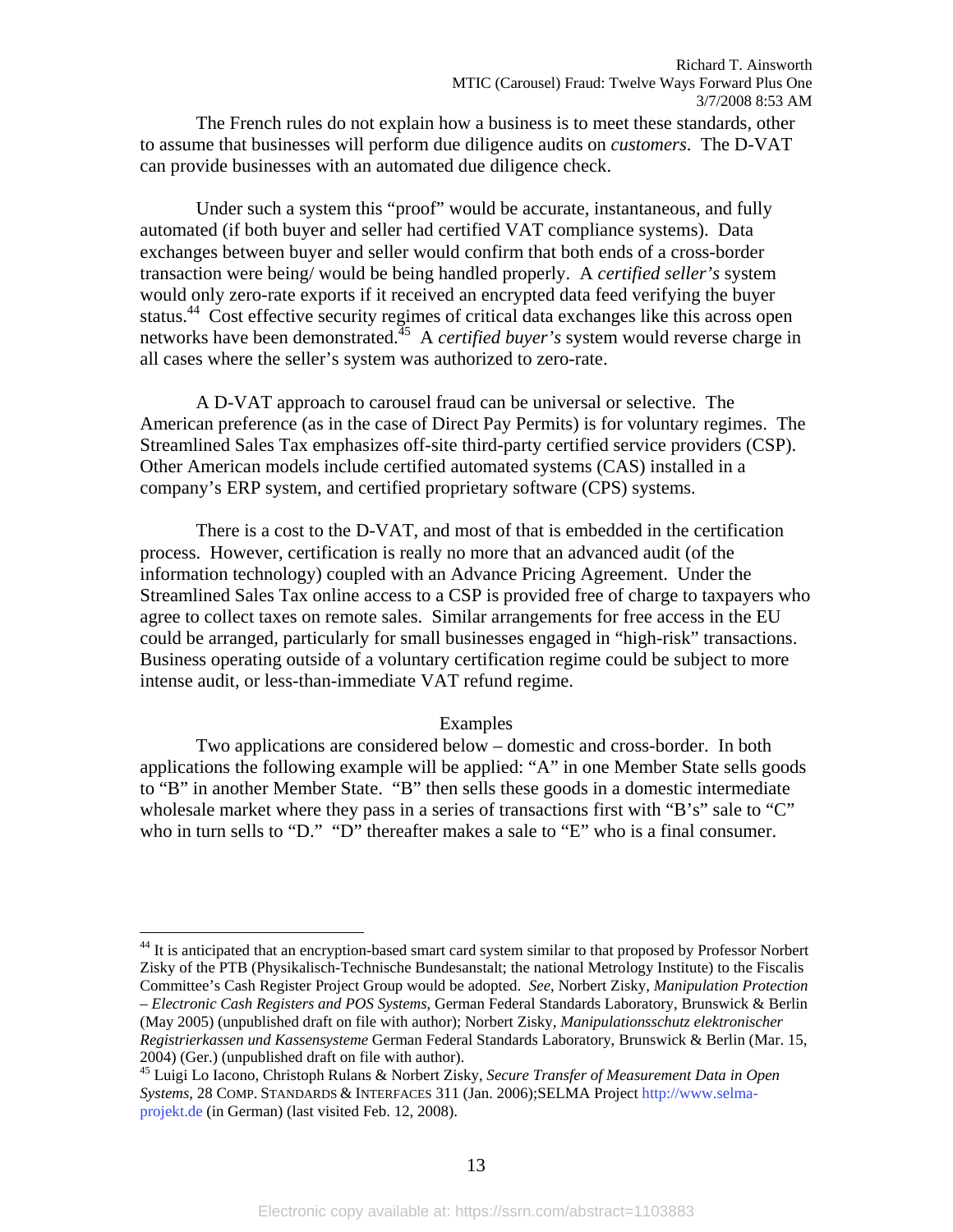The French rules do not explain how a business is to meet these standards, other to assume that businesses will perform due diligence audits on *customers*. The D-VAT can provide businesses with an automated due diligence check.

Under such a system this "proof" would be accurate, instantaneous, and fully automated (if both buyer and seller had certified VAT compliance systems). Data exchanges between buyer and seller would confirm that both ends of a cross-border transaction were being/ would be being handled properly. A *certified seller's* system would only zero-rate exports if it received an encrypted data feed verifying the buyer status.[44] Cost effective security regimes of critical data exchanges like this across open networks have been demonstrated.[45] A *certified buyer's* system would reverse charge in all cases where the seller's system was authorized to zero-rate.

A D-VAT approach to carousel fraud can be universal or selective. The American preference (as in the case of Direct Pay Permits) is for voluntary regimes. The Streamlined Sales Tax emphasizes off-site third-party certified service providers (CSP). Other American models include certified automated systems (CAS) installed in a company's ERP system, and certified proprietary software (CPS) systems.

There is a cost to the D-VAT, and most of that is embedded in the certification process. However, certification is really no more that an advanced audit (of the information technology) coupled with an Advance Pricing Agreement. Under the Streamlined Sales Tax online access to a CSP is provided free of charge to taxpayers who agree to collect taxes on remote sales. Similar arrangements for free access in the EU could be arranged, particularly for small businesses engaged in "high-risk" transactions. Business operating outside of a voluntary certification regime could be subject to more intense audit, or less-than-immediate VAT refund regime.

## Examples

Two applications are considered below – domestic and cross-border. In both applications the following example will be applied: "A" in one Member State sells goods to "B" in another Member State. "B" then sells these goods in a domestic intermediate wholesale market where they pass in a series of transactions first with "B's" sale to "C" who in turn sells to "D." "D" thereafter makes a sale to "E" who is a final consumer.

---

[44] It is anticipated that an encryption-based smart card system similar to that proposed by Professor Norbert Zisky of the PTB (Physikalisch-Technische Bundesanstalt; the national Metrology Institute) to the Fiscalis Committee's Cash Register Project Group would be adopted. *See*, Norbert Zisky, *Manipulation Protection – Electronic Cash Registers and POS Systems*, German Federal Standards Laboratory, Brunswick & Berlin (May 2005) (unpublished draft on file with author); Norbert Zisky, *Manipulationsschutz elektronischer Registrierkassen und Kassensysteme* German Federal Standards Laboratory, Brunswick & Berlin (Mar. 15, 2004) (Ger.) (unpublished draft on file with author).

[45] Luigi Lo Iacono, Christoph Rulans & Norbert Zisky, *Secure Transfer of Measurement Data in Open Systems*, 28 COMP. STANDARDS & INTERFACES 311 (Jan. 2006);SELMA Project http://www.selma-projekt.de (in German) (last visited Feb. 12, 2008).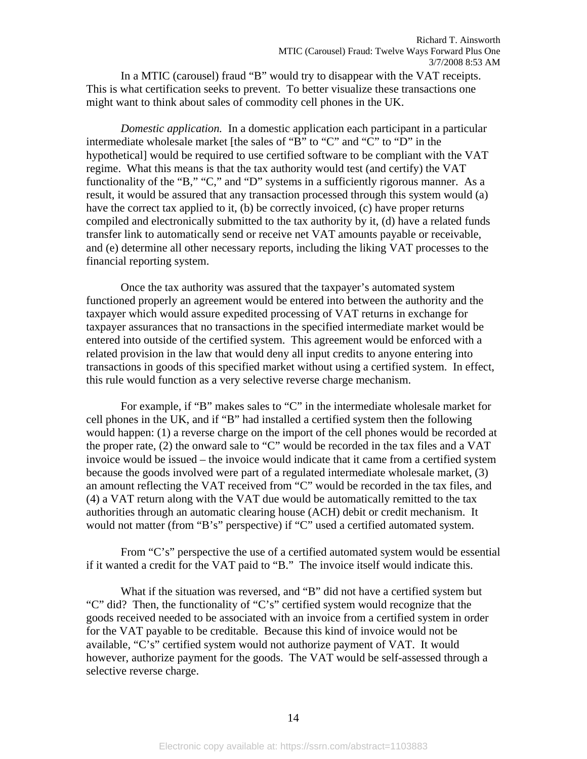In a MTIC (carousel) fraud "B" would try to disappear with the VAT receipts. This is what certification seeks to prevent. To better visualize these transactions one might want to think about sales of commodity cell phones in the UK.

*Domestic application.* In a domestic application each participant in a particular intermediate wholesale market [the sales of "B" to "C" and "C" to "D" in the hypothetical] would be required to use certified software to be compliant with the VAT regime. What this means is that the tax authority would test (and certify) the VAT functionality of the "B," "C," and "D" systems in a sufficiently rigorous manner. As a result, it would be assured that any transaction processed through this system would (a) have the correct tax applied to it, (b) be correctly invoiced, (c) have proper returns compiled and electronically submitted to the tax authority by it, (d) have a related funds transfer link to automatically send or receive net VAT amounts payable or receivable, and (e) determine all other necessary reports, including the liking VAT processes to the financial reporting system.

Once the tax authority was assured that the taxpayer's automated system functioned properly an agreement would be entered into between the authority and the taxpayer which would assure expedited processing of VAT returns in exchange for taxpayer assurances that no transactions in the specified intermediate market would be entered into outside of the certified system. This agreement would be enforced with a related provision in the law that would deny all input credits to anyone entering into transactions in goods of this specified market without using a certified system. In effect, this rule would function as a very selective reverse charge mechanism.

For example, if "B" makes sales to "C" in the intermediate wholesale market for cell phones in the UK, and if "B" had installed a certified system then the following would happen: (1) a reverse charge on the import of the cell phones would be recorded at the proper rate, (2) the onward sale to "C" would be recorded in the tax files and a VAT invoice would be issued – the invoice would indicate that it came from a certified system because the goods involved were part of a regulated intermediate wholesale market, (3) an amount reflecting the VAT received from "C" would be recorded in the tax files, and (4) a VAT return along with the VAT due would be automatically remitted to the tax authorities through an automatic clearing house (ACH) debit or credit mechanism. It would not matter (from "B's" perspective) if "C" used a certified automated system.

From "C's" perspective the use of a certified automated system would be essential if it wanted a credit for the VAT paid to "B." The invoice itself would indicate this.

What if the situation was reversed, and "B" did not have a certified system but "C" did? Then, the functionality of "C's" certified system would recognize that the goods received needed to be associated with an invoice from a certified system in order for the VAT payable to be creditable. Because this kind of invoice would not be available, "C's" certified system would not authorize payment of VAT. It would however, authorize payment for the goods. The VAT would be self-assessed through a selective reverse charge.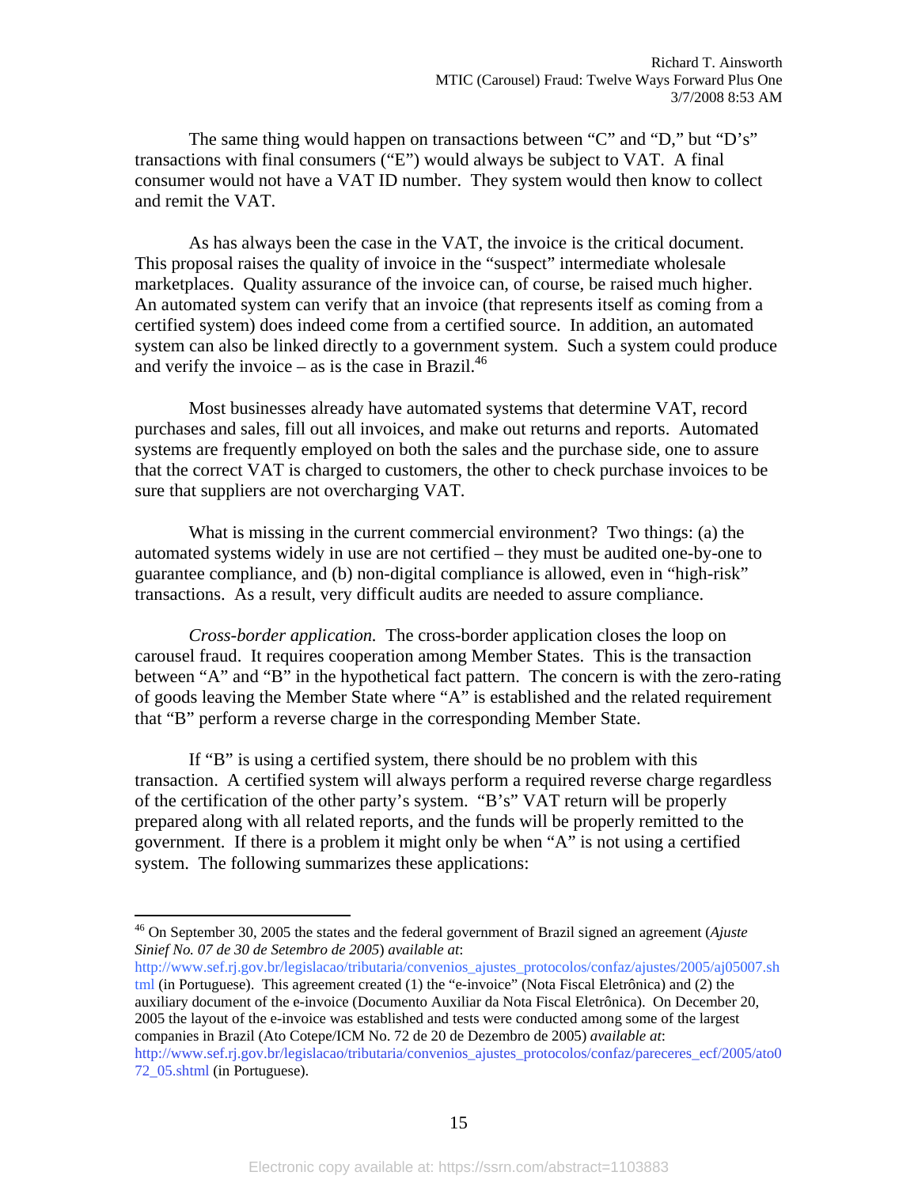The same thing would happen on transactions between "C" and "D," but "D's" transactions with final consumers ("E") would always be subject to VAT. A final consumer would not have a VAT ID number. They system would then know to collect and remit the VAT.

As has always been the case in the VAT, the invoice is the critical document. This proposal raises the quality of invoice in the "suspect" intermediate wholesale marketplaces. Quality assurance of the invoice can, of course, be raised much higher. An automated system can verify that an invoice (that represents itself as coming from a certified system) does indeed come from a certified source. In addition, an automated system can also be linked directly to a government system. Such a system could produce and verify the invoice – as is the case in Brazil.[46]

Most businesses already have automated systems that determine VAT, record purchases and sales, fill out all invoices, and make out returns and reports. Automated systems are frequently employed on both the sales and the purchase side, one to assure that the correct VAT is charged to customers, the other to check purchase invoices to be sure that suppliers are not overcharging VAT.

What is missing in the current commercial environment? Two things: (a) the automated systems widely in use are not certified – they must be audited one-by-one to guarantee compliance, and (b) non-digital compliance is allowed, even in "high-risk" transactions. As a result, very difficult audits are needed to assure compliance.

*Cross-border application.* The cross-border application closes the loop on carousel fraud. It requires cooperation among Member States. This is the transaction between "A" and "B" in the hypothetical fact pattern. The concern is with the zero-rating of goods leaving the Member State where "A" is established and the related requirement that "B" perform a reverse charge in the corresponding Member State.

If "B" is using a certified system, there should be no problem with this transaction. A certified system will always perform a required reverse charge regardless of the certification of the other party's system. "B's" VAT return will be properly prepared along with all related reports, and the funds will be properly remitted to the government. If there is a problem it might only be when "A" is not using a certified system. The following summarizes these applications:

---

[46] On September 30, 2005 the states and the federal government of Brazil signed an agreement (*Ajuste Sinief No. 07 de 30 de Setembro de 2005*) *available at*: http://www.sef.rj.gov.br/legislacao/tributaria/convenios_ajustes_protocolos/confaz/ajustes/2005/aj05007.shtml (in Portuguese). This agreement created (1) the "e-invoice" (Nota Fiscal Eletrônica) and (2) the auxiliary document of the e-invoice (Documento Auxiliar da Nota Fiscal Eletrônica). On December 20, 2005 the layout of the e-invoice was established and tests were conducted among some of the largest companies in Brazil (Ato Cotepe/ICM No. 72 de 20 de Dezembro de 2005) *available at*: http://www.sef.rj.gov.br/legislacao/tributaria/convenios_ajustes_protocolos/confaz/pareceres_ecf/2005/ato072_05.shtml (in Portuguese).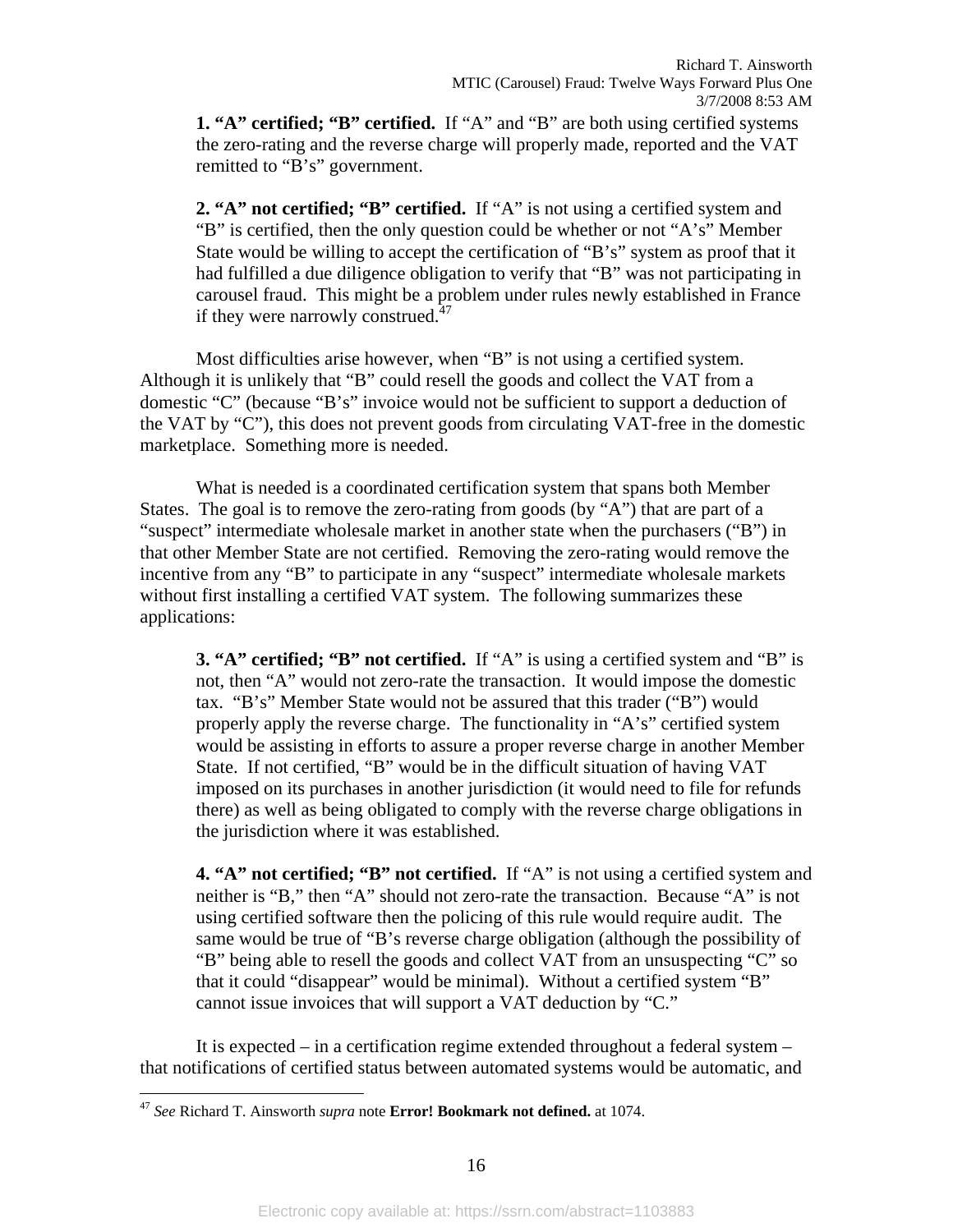**1. "A" certified; "B" certified.** If "A" and "B" are both using certified systems the zero-rating and the reverse charge will properly made, reported and the VAT remitted to "B's" government.

**2. "A" not certified; "B" certified.** If "A" is not using a certified system and "B" is certified, then the only question could be whether or not "A's" Member State would be willing to accept the certification of "B's" system as proof that it had fulfilled a due diligence obligation to verify that "B" was not participating in carousel fraud. This might be a problem under rules newly established in France if they were narrowly construed.[47]

Most difficulties arise however, when "B" is not using a certified system. Although it is unlikely that "B" could resell the goods and collect the VAT from a domestic "C" (because "B's" invoice would not be sufficient to support a deduction of the VAT by "C"), this does not prevent goods from circulating VAT-free in the domestic marketplace. Something more is needed.

What is needed is a coordinated certification system that spans both Member States. The goal is to remove the zero-rating from goods (by "A") that are part of a "suspect" intermediate wholesale market in another state when the purchasers ("B") in that other Member State are not certified. Removing the zero-rating would remove the incentive from any "B" to participate in any "suspect" intermediate wholesale markets without first installing a certified VAT system. The following summarizes these applications:

**3. "A" certified; "B" not certified.** If "A" is using a certified system and "B" is not, then "A" would not zero-rate the transaction. It would impose the domestic tax. "B's" Member State would not be assured that this trader ("B") would properly apply the reverse charge. The functionality in "A's" certified system would be assisting in efforts to assure a proper reverse charge in another Member State. If not certified, "B" would be in the difficult situation of having VAT imposed on its purchases in another jurisdiction (it would need to file for refunds there) as well as being obligated to comply with the reverse charge obligations in the jurisdiction where it was established.

**4. "A" not certified; "B" not certified.** If "A" is not using a certified system and neither is "B," then "A" should not zero-rate the transaction. Because "A" is not using certified software then the policing of this rule would require audit. The same would be true of "B's reverse charge obligation (although the possibility of "B" being able to resell the goods and collect VAT from an unsuspecting "C" so that it could "disappear" would be minimal). Without a certified system "B" cannot issue invoices that will support a VAT deduction by "C."

It is expected – in a certification regime extended throughout a federal system – that notifications of certified status between automated systems would be automatic, and

---

[47] *See* Richard T. Ainsworth *supra* note **Error! Bookmark not defined.** at 1074.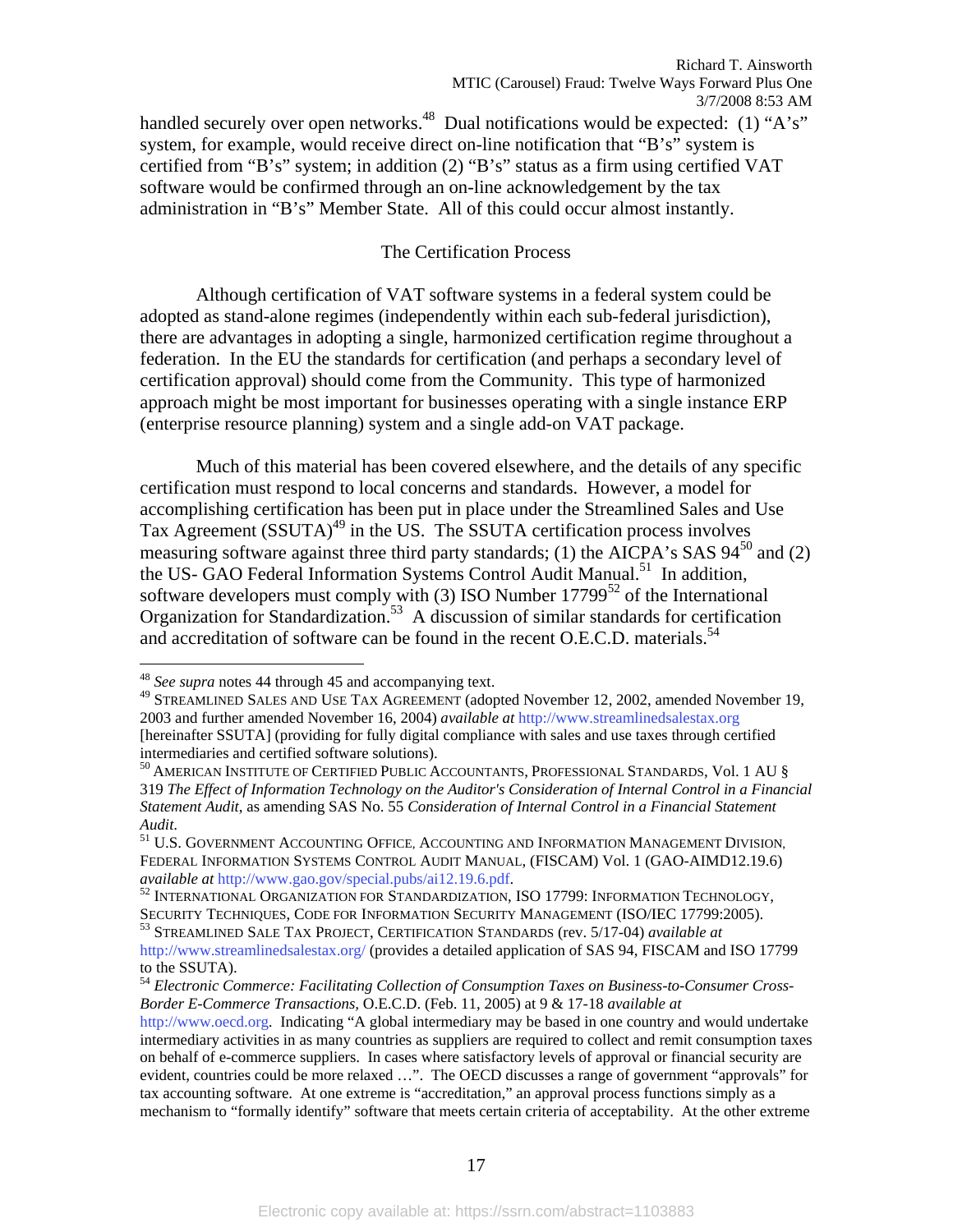handled securely over open networks.[48] Dual notifications would be expected: (1) "A's" system, for example, would receive direct on-line notification that "B's" system is certified from "B's" system; in addition (2) "B's" status as a firm using certified VAT software would be confirmed through an on-line acknowledgement by the tax administration in "B's" Member State. All of this could occur almost instantly.

### The Certification Process

Although certification of VAT software systems in a federal system could be adopted as stand-alone regimes (independently within each sub-federal jurisdiction), there are advantages in adopting a single, harmonized certification regime throughout a federation. In the EU the standards for certification (and perhaps a secondary level of certification approval) should come from the Community. This type of harmonized approach might be most important for businesses operating with a single instance ERP (enterprise resource planning) system and a single add-on VAT package.

Much of this material has been covered elsewhere, and the details of any specific certification must respond to local concerns and standards. However, a model for accomplishing certification has been put in place under the Streamlined Sales and Use Tax Agreement (SSUTA)[49] in the US. The SSUTA certification process involves measuring software against three third party standards; (1) the AICPA's SAS 94[50] and (2) the US- GAO Federal Information Systems Control Audit Manual.[51] In addition, software developers must comply with (3) ISO Number 17799[52] of the International Organization for Standardization.[53] A discussion of similar standards for certification and accreditation of software can be found in the recent O.E.C.D. materials.[54]

---

[48] *See supra* notes 44 through 45 and accompanying text.

[49] STREAMLINED SALES AND USE TAX AGREEMENT (adopted November 12, 2002, amended November 19, 2003 and further amended November 16, 2004) *available at* http://www.streamlinedsalestax.org [hereinafter SSUTA] (providing for fully digital compliance with sales and use taxes through certified intermediaries and certified software solutions).

[50] AMERICAN INSTITUTE OF CERTIFIED PUBLIC ACCOUNTANTS, PROFESSIONAL STANDARDS, Vol. 1 AU § 319 *The Effect of Information Technology on the Auditor's Consideration of Internal Control in a Financial Statement Audit*, as amending SAS No. 55 *Consideration of Internal Control in a Financial Statement Audit*.

[51] U.S. GOVERNMENT ACCOUNTING OFFICE, ACCOUNTING AND INFORMATION MANAGEMENT DIVISION, FEDERAL INFORMATION SYSTEMS CONTROL AUDIT MANUAL, (FISCAM) Vol. 1 (GAO-AIMD12.19.6) *available at* http://www.gao.gov/special.pubs/ai12.19.6.pdf.

[52] INTERNATIONAL ORGANIZATION FOR STANDARDIZATION, ISO 17799: INFORMATION TECHNOLOGY, SECURITY TECHNIQUES, CODE FOR INFORMATION SECURITY MANAGEMENT (ISO/IEC 17799:2005).

[53] STREAMLINED SALE TAX PROJECT, CERTIFICATION STANDARDS (rev. 5/17-04) *available at* http://www.streamlinedsalestax.org/ (provides a detailed application of SAS 94, FISCAM and ISO 17799 to the SSUTA).

[54] *Electronic Commerce: Facilitating Collection of Consumption Taxes on Business-to-Consumer Cross-Border E-Commerce Transactions*, O.E.C.D. (Feb. 11, 2005) at 9 & 17-18 *available at* http://www.oecd.org. Indicating "A global intermediary may be based in one country and would undertake intermediary activities in as many countries as suppliers are required to collect and remit consumption taxes on behalf of e-commerce suppliers. In cases where satisfactory levels of approval or financial security are evident, countries could be more relaxed …". The OECD discusses a range of government "approvals" for tax accounting software. At one extreme is "accreditation," an approval process functions simply as a mechanism to "formally identify" software that meets certain criteria of acceptability. At the other extreme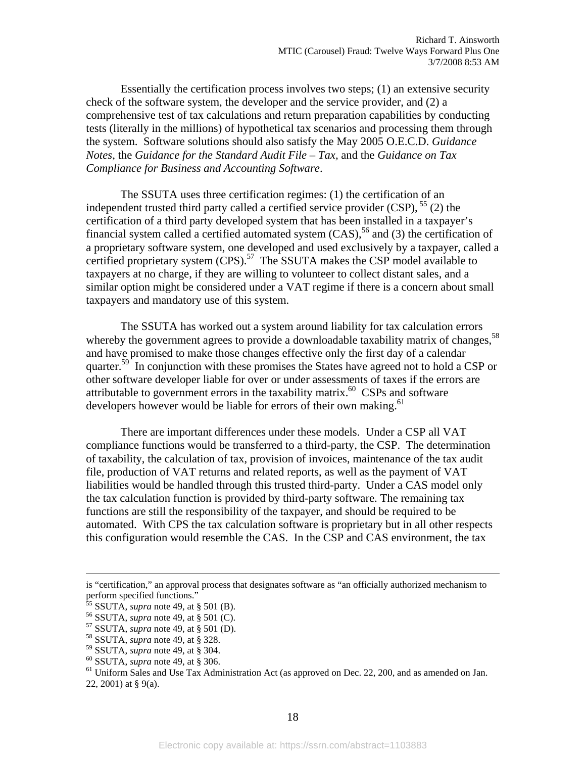Essentially the certification process involves two steps; (1) an extensive security check of the software system, the developer and the service provider, and (2) a comprehensive test of tax calculations and return preparation capabilities by conducting tests (literally in the millions) of hypothetical tax scenarios and processing them through the system. Software solutions should also satisfy the May 2005 O.E.C.D. *Guidance Notes*, the *Guidance for the Standard Audit File – Tax,* and the *Guidance on Tax Compliance for Business and Accounting Software*.

The SSUTA uses three certification regimes: (1) the certification of an independent trusted third party called a certified service provider (CSP), [55] (2) the certification of a third party developed system that has been installed in a taxpayer's financial system called a certified automated system (CAS),[56] and (3) the certification of a proprietary software system, one developed and used exclusively by a taxpayer, called a certified proprietary system (CPS).[57] The SSUTA makes the CSP model available to taxpayers at no charge, if they are willing to volunteer to collect distant sales, and a similar option might be considered under a VAT regime if there is a concern about small taxpayers and mandatory use of this system.

The SSUTA has worked out a system around liability for tax calculation errors whereby the government agrees to provide a downloadable taxability matrix of changes,[58] and have promised to make those changes effective only the first day of a calendar quarter.[59] In conjunction with these promises the States have agreed not to hold a CSP or other software developer liable for over or under assessments of taxes if the errors are attributable to government errors in the taxability matrix.[60] CSPs and software developers however would be liable for errors of their own making.[61]

There are important differences under these models. Under a CSP all VAT compliance functions would be transferred to a third-party, the CSP. The determination of taxability, the calculation of tax, provision of invoices, maintenance of the tax audit file, production of VAT returns and related reports, as well as the payment of VAT liabilities would be handled through this trusted third-party. Under a CAS model only the tax calculation function is provided by third-party software. The remaining tax functions are still the responsibility of the taxpayer, and should be required to be automated. With CPS the tax calculation software is proprietary but in all other respects this configuration would resemble the CAS. In the CSP and CAS environment, the tax

---

is "certification," an approval process that designates software as "an officially authorized mechanism to perform specified functions."

[55] SSUTA, *supra* note 49, at § 501 (B).

[56] SSUTA, *supra* note 49, at § 501 (C).

[57] SSUTA, *supra* note 49, at § 501 (D).

[58] SSUTA, *supra* note 49, at § 328.

[59] SSUTA, *supra* note 49, at § 304.

[60] SSUTA, *supra* note 49, at § 306.

[61] Uniform Sales and Use Tax Administration Act (as approved on Dec. 22, 200, and as amended on Jan. 22, 2001) at § 9(a).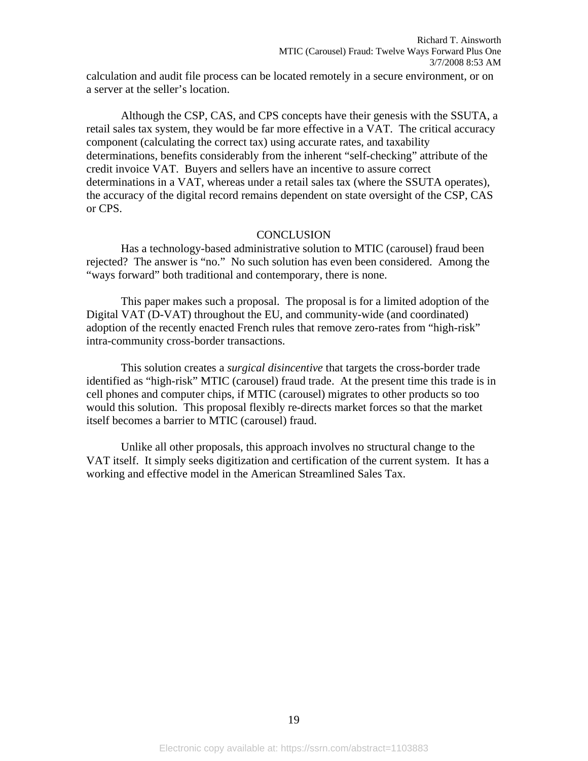calculation and audit file process can be located remotely in a secure environment, or on a server at the seller's location.

Although the CSP, CAS, and CPS concepts have their genesis with the SSUTA, a retail sales tax system, they would be far more effective in a VAT. The critical accuracy component (calculating the correct tax) using accurate rates, and taxability determinations, benefits considerably from the inherent "self-checking" attribute of the credit invoice VAT. Buyers and sellers have an incentive to assure correct determinations in a VAT, whereas under a retail sales tax (where the SSUTA operates), the accuracy of the digital record remains dependent on state oversight of the CSP, CAS or CPS.

## CONCLUSION

Has a technology-based administrative solution to MTIC (carousel) fraud been rejected? The answer is "no." No such solution has even been considered. Among the "ways forward" both traditional and contemporary, there is none.

This paper makes such a proposal. The proposal is for a limited adoption of the Digital VAT (D-VAT) throughout the EU, and community-wide (and coordinated) adoption of the recently enacted French rules that remove zero-rates from "high-risk" intra-community cross-border transactions.

This solution creates a *surgical disincentive* that targets the cross-border trade identified as "high-risk" MTIC (carousel) fraud trade. At the present time this trade is in cell phones and computer chips, if MTIC (carousel) migrates to other products so too would this solution. This proposal flexibly re-directs market forces so that the market itself becomes a barrier to MTIC (carousel) fraud.

Unlike all other proposals, this approach involves no structural change to the VAT itself. It simply seeks digitization and certification of the current system. It has a working and effective model in the American Streamlined Sales Tax.